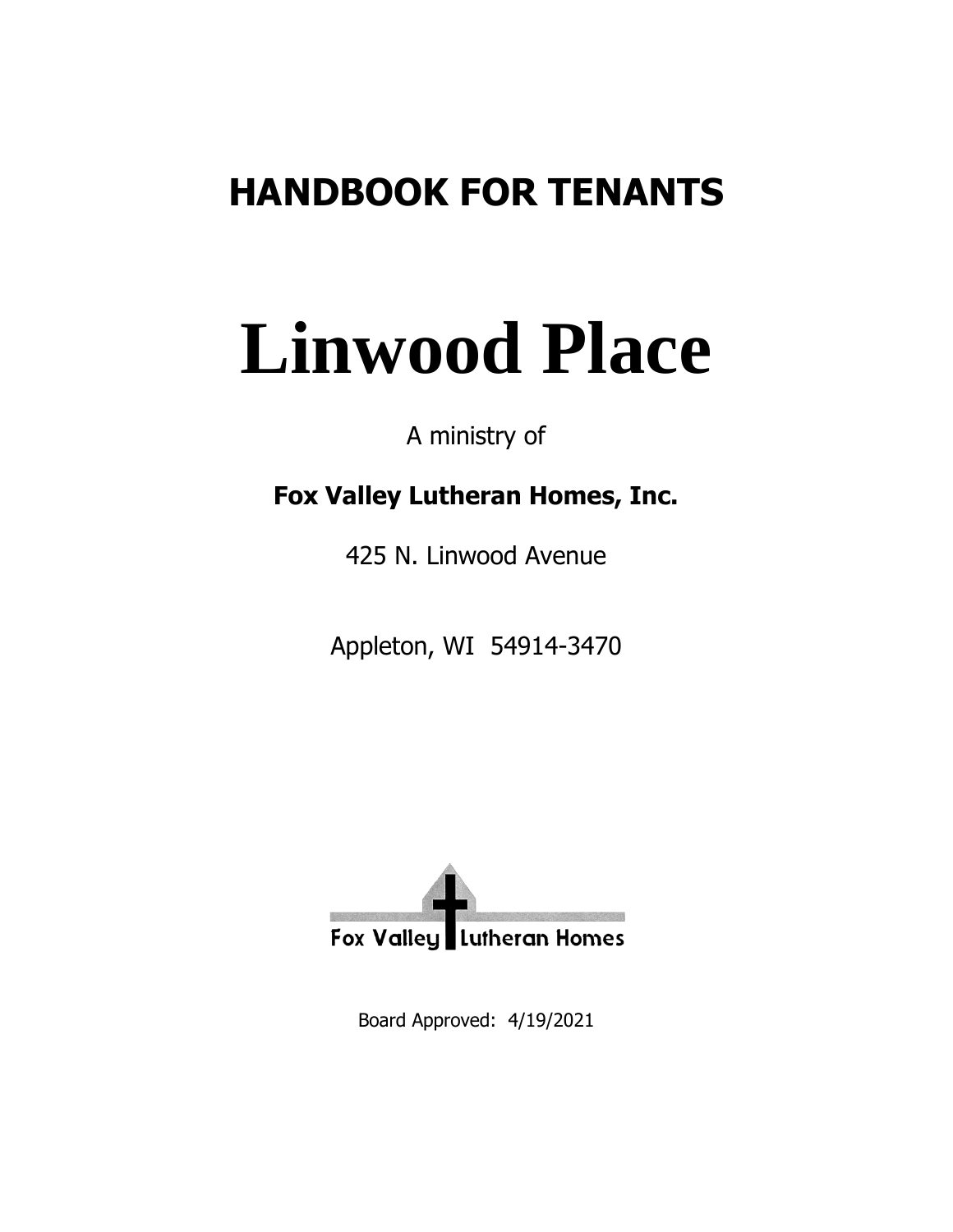# HANDBOOK FOR TENANTS

# Linwood Place

A ministry of

**Fox Valley Lutheran Homes, Inc.**

425 N. Linwood Avenue

Appleton, WI 54914-3470

Fox Valley Lutheran Homes

Board Approved: 4/19/2021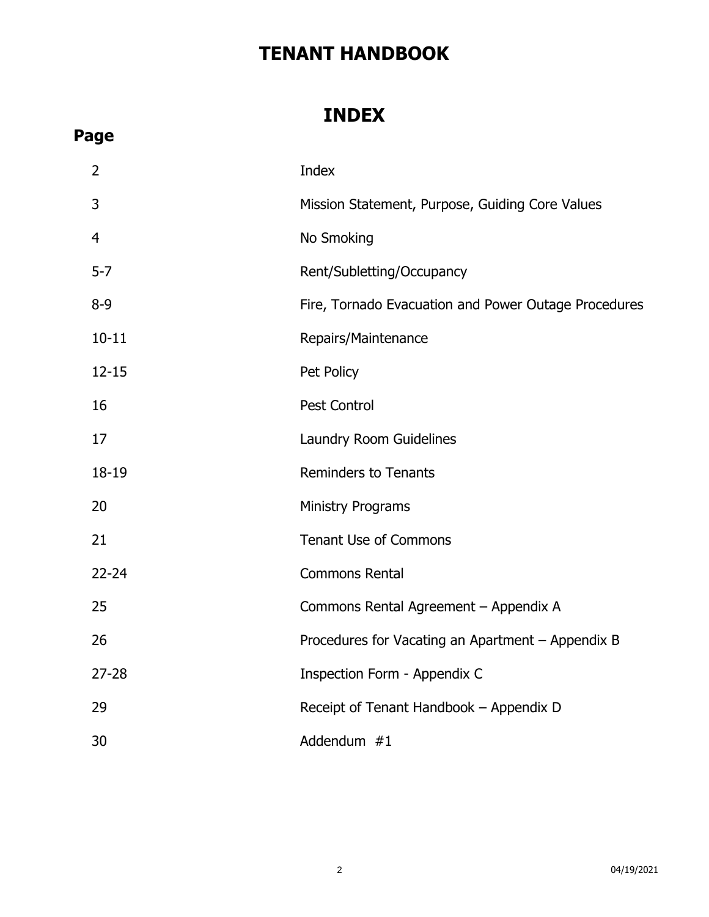# TENANT HANDBOOK

## INDEX

| Page | |
|---|---|
| 2 | Index |
| 3 | Mission Statement, Purpose, Guiding Core Values |
| 4 | No Smoking |
| 5-7 | Rent/Subletting/Occupancy |
| 8-9 | Fire, Tornado Evacuation and Power Outage Procedures |
| 10-11 | Repairs/Maintenance |
| 12-15 | Pet Policy |
| 16 | Pest Control |
| 17 | Laundry Room Guidelines |
| 18-19 | Reminders to Tenants |
| 20 | Ministry Programs |
| 21 | Tenant Use of Commons |
| 22-24 | Commons Rental |
| 25 | Commons Rental Agreement – Appendix A |
| 26 | Procedures for Vacating an Apartment – Appendix B |
| 27-28 | Inspection Form - Appendix C |
| 29 | Receipt of Tenant Handbook – Appendix D |
| 30 | Addendum #1 |

04/19/2021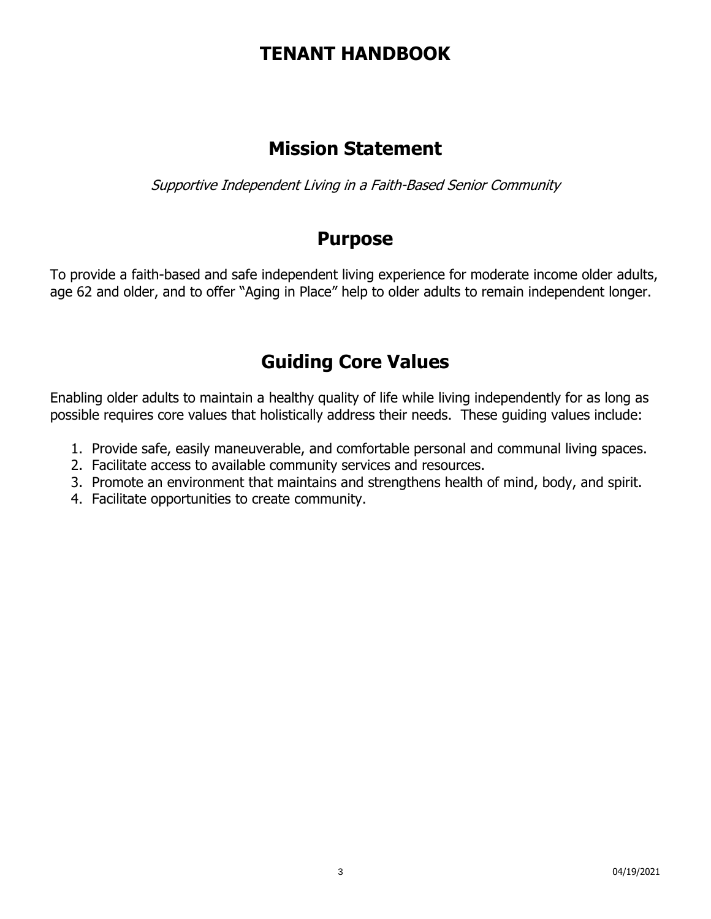# TENANT HANDBOOK

## Mission Statement

*Supportive Independent Living in a Faith-Based Senior Community*

## Purpose

To provide a faith-based and safe independent living experience for moderate income older adults, age 62 and older, and to offer "Aging in Place" help to older adults to remain independent longer.

## Guiding Core Values

Enabling older adults to maintain a healthy quality of life while living independently for as long as possible requires core values that holistically address their needs. These guiding values include:

1. Provide safe, easily maneuverable, and comfortable personal and communal living spaces.
2. Facilitate access to available community services and resources.
3. Promote an environment that maintains and strengthens health of mind, body, and spirit.
4. Facilitate opportunities to create community.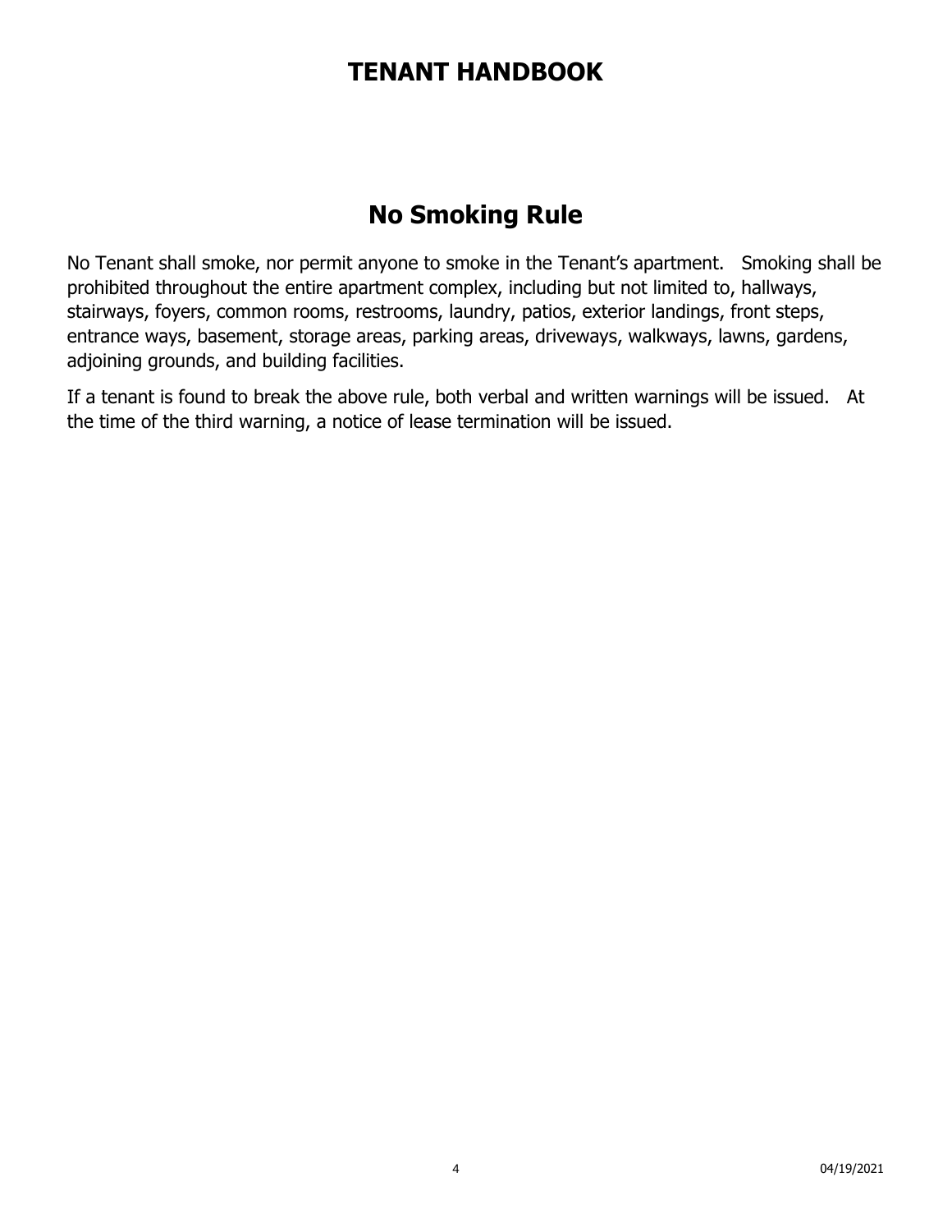# TENANT HANDBOOK

## No Smoking Rule

No Tenant shall smoke, nor permit anyone to smoke in the Tenant's apartment. Smoking shall be prohibited throughout the entire apartment complex, including but not limited to, hallways, stairways, foyers, common rooms, restrooms, laundry, patios, exterior landings, front steps, entrance ways, basement, storage areas, parking areas, driveways, walkways, lawns, gardens, adjoining grounds, and building facilities.

If a tenant is found to break the above rule, both verbal and written warnings will be issued. At the time of the third warning, a notice of lease termination will be issued.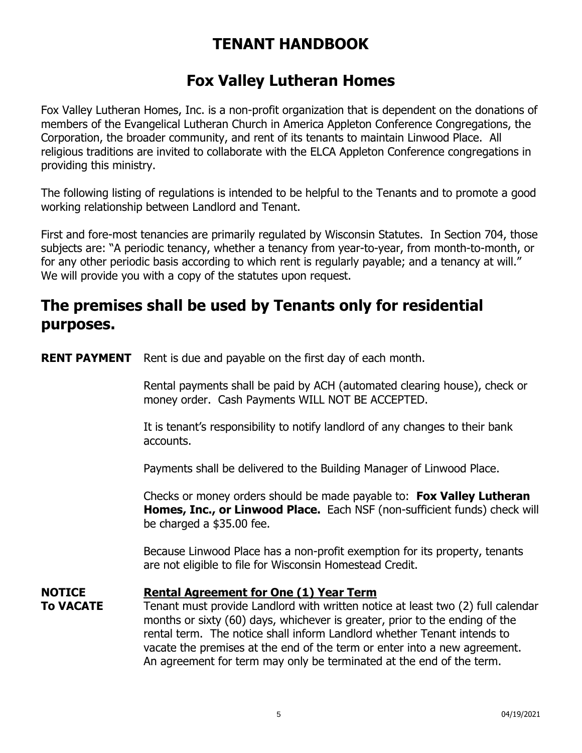# TENANT HANDBOOK

## Fox Valley Lutheran Homes

Fox Valley Lutheran Homes, Inc. is a non-profit organization that is dependent on the donations of members of the Evangelical Lutheran Church in America Appleton Conference Congregations, the Corporation, the broader community, and rent of its tenants to maintain Linwood Place. All religious traditions are invited to collaborate with the ELCA Appleton Conference congregations in providing this ministry.

The following listing of regulations is intended to be helpful to the Tenants and to promote a good working relationship between Landlord and Tenant.

First and fore-most tenancies are primarily regulated by Wisconsin Statutes. In Section 704, those subjects are: "A periodic tenancy, whether a tenancy from year-to-year, from month-to-month, or for any other periodic basis according to which rent is regularly payable; and a tenancy at will." We will provide you with a copy of the statutes upon request.

# The premises shall be used by Tenants only for residential purposes.

**RENT PAYMENT** Rent is due and payable on the first day of each month.

Rental payments shall be paid by ACH (automated clearing house), check or money order. Cash Payments WILL NOT BE ACCEPTED.

It is tenant's responsibility to notify landlord of any changes to their bank accounts.

Payments shall be delivered to the Building Manager of Linwood Place.

Checks or money orders should be made payable to: **Fox Valley Lutheran Homes, Inc., or Linwood Place.** Each NSF (non-sufficient funds) check will be charged a $35.00 fee.

Because Linwood Place has a non-profit exemption for its property, tenants are not eligible to file for Wisconsin Homestead Credit.

**NOTICE To VACATE** <u>**Rental Agreement for One (1) Year Term**</u>

Tenant must provide Landlord with written notice at least two (2) full calendar months or sixty (60) days, whichever is greater, prior to the ending of the rental term. The notice shall inform Landlord whether Tenant intends to vacate the premises at the end of the term or enter into a new agreement. An agreement for term may only be terminated at the end of the term.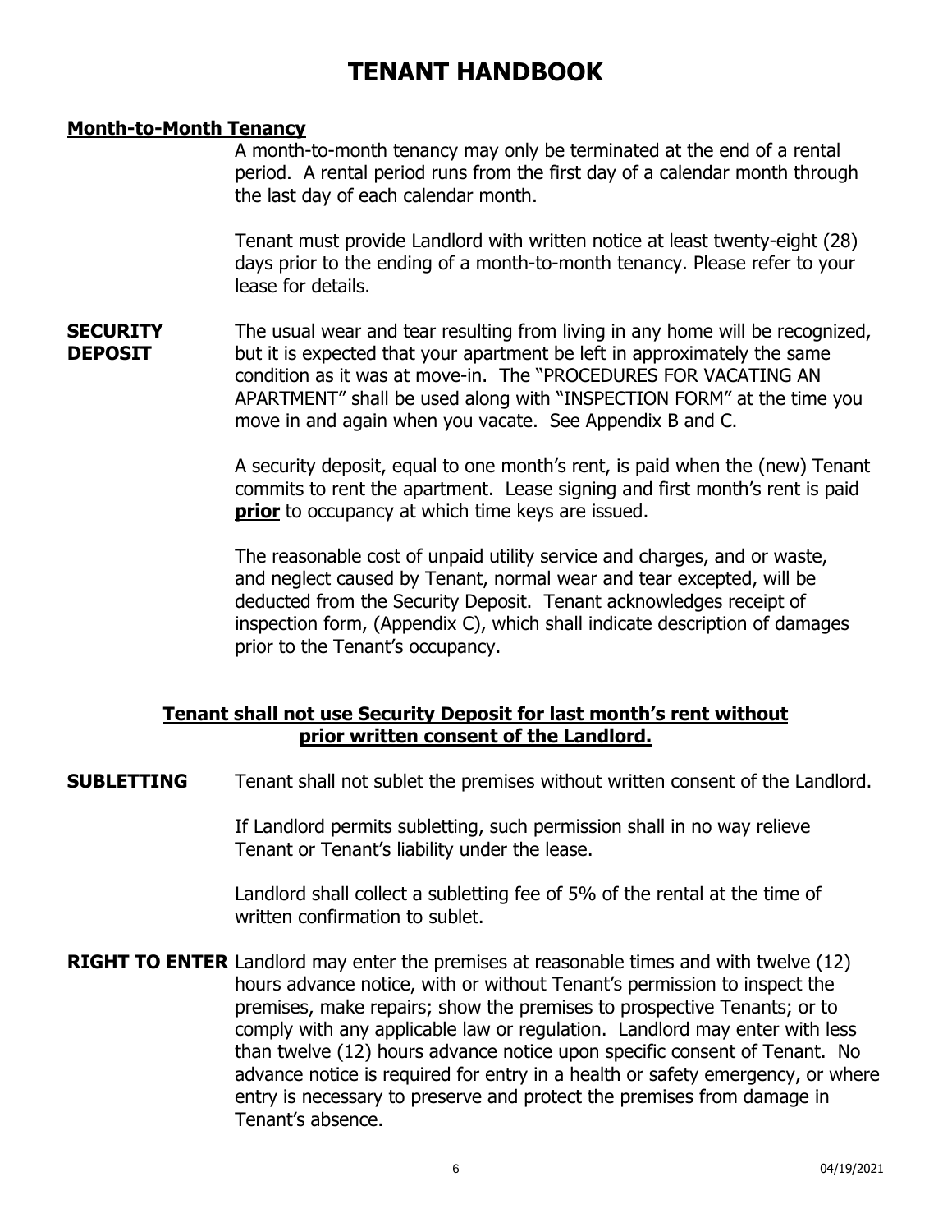# TENANT HANDBOOK

**Month-to-Month Tenancy**

A month-to-month tenancy may only be terminated at the end of a rental period. A rental period runs from the first day of a calendar month through the last day of each calendar month.

Tenant must provide Landlord with written notice at least twenty-eight (28) days prior to the ending of a month-to-month tenancy. Please refer to your lease for details.

**SECURITY DEPOSIT**

The usual wear and tear resulting from living in any home will be recognized, but it is expected that your apartment be left in approximately the same condition as it was at move-in. The "PROCEDURES FOR VACATING AN APARTMENT" shall be used along with "INSPECTION FORM" at the time you move in and again when you vacate. See Appendix B and C.

A security deposit, equal to one month's rent, is paid when the (new) Tenant commits to rent the apartment. Lease signing and first month's rent is paid **prior** to occupancy at which time keys are issued.

The reasonable cost of unpaid utility service and charges, and or waste, and neglect caused by Tenant, normal wear and tear excepted, will be deducted from the Security Deposit. Tenant acknowledges receipt of inspection form, (Appendix C), which shall indicate description of damages prior to the Tenant's occupancy.

**Tenant shall not use Security Deposit for last month's rent without prior written consent of the Landlord.**

**SUBLETTING**

Tenant shall not sublet the premises without written consent of the Landlord.

If Landlord permits subletting, such permission shall in no way relieve Tenant or Tenant's liability under the lease.

Landlord shall collect a subletting fee of 5% of the rental at the time of written confirmation to sublet.

**RIGHT TO ENTER**

Landlord may enter the premises at reasonable times and with twelve (12) hours advance notice, with or without Tenant's permission to inspect the premises, make repairs; show the premises to prospective Tenants; or to comply with any applicable law or regulation. Landlord may enter with less than twelve (12) hours advance notice upon specific consent of Tenant. No advance notice is required for entry in a health or safety emergency, or where entry is necessary to preserve and protect the premises from damage in Tenant's absence.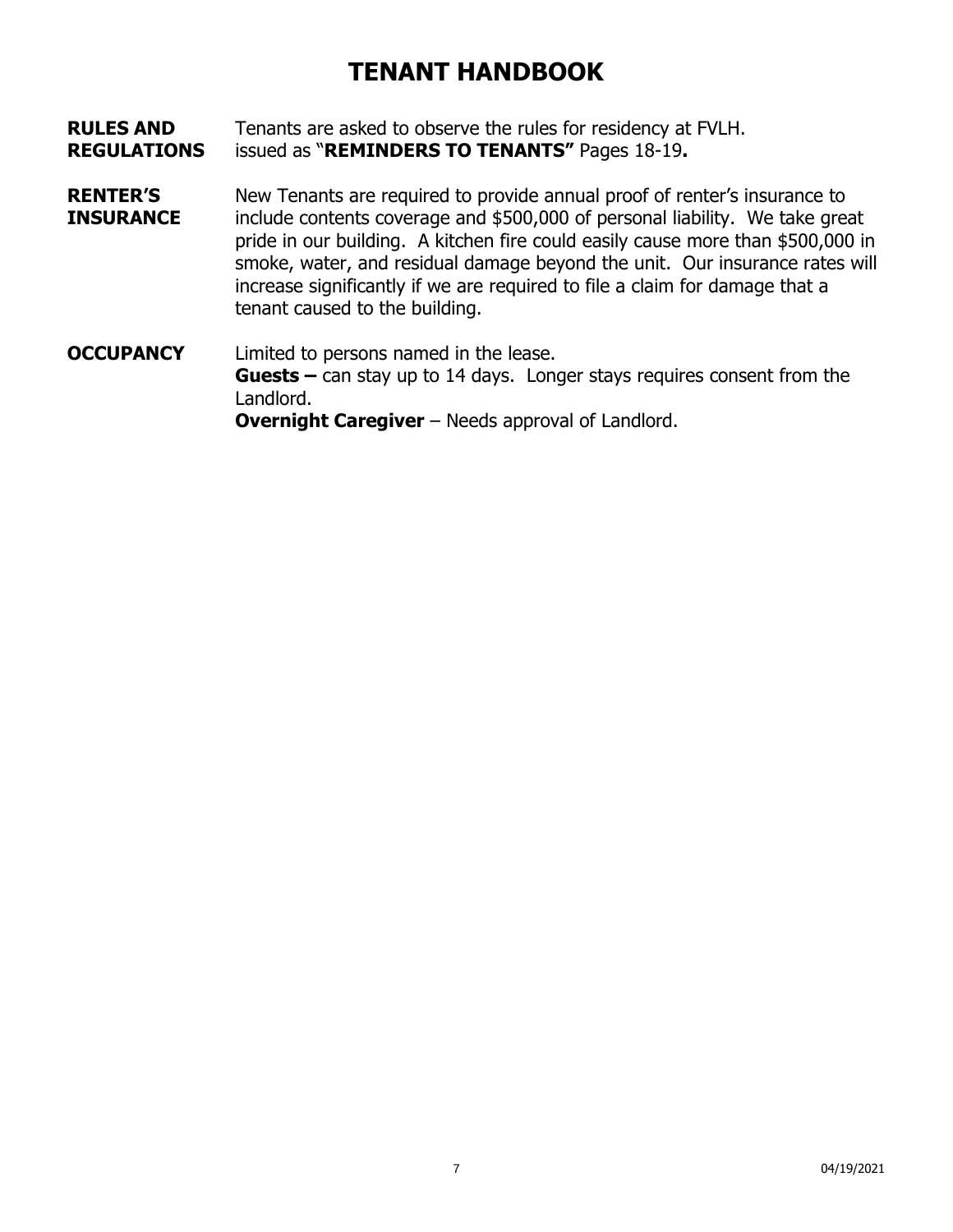# TENANT HANDBOOK

**RULES AND REGULATIONS**

Tenants are asked to observe the rules for residency at FVLH. issued as "**REMINDERS TO TENANTS"** Pages 18-19**.**

**RENTER'S INSURANCE**

New Tenants are required to provide annual proof of renter's insurance to include contents coverage and $500,000 of personal liability. We take great pride in our building. A kitchen fire could easily cause more than $500,000 in smoke, water, and residual damage beyond the unit. Our insurance rates will increase significantly if we are required to file a claim for damage that a tenant caused to the building.

**OCCUPANCY**

Limited to persons named in the lease.

**Guests –** can stay up to 14 days. Longer stays requires consent from the Landlord.

**Overnight Caregiver** – Needs approval of Landlord.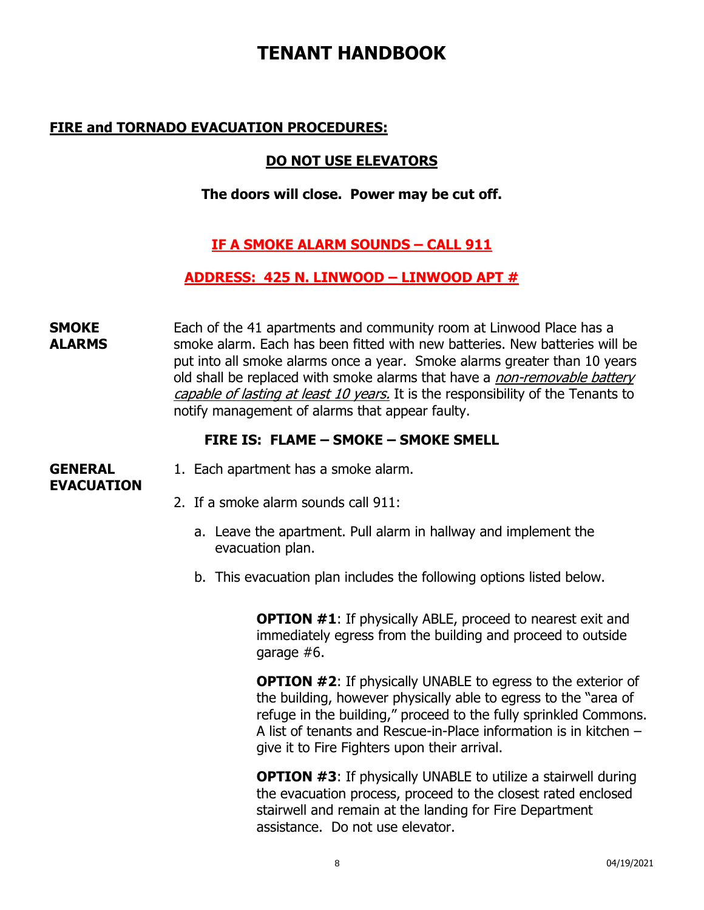# TENANT HANDBOOK

## FIRE and TORNADO EVACUATION PROCEDURES:

**DO NOT USE ELEVATORS**

**The doors will close. Power may be cut off.**

**IF A SMOKE ALARM SOUNDS – CALL 911**

**ADDRESS: 425 N. LINWOOD – LINWOOD APT #**

**SMOKE ALARMS** Each of the 41 apartments and community room at Linwood Place has a smoke alarm. Each has been fitted with new batteries. New batteries will be put into all smoke alarms once a year. Smoke alarms greater than 10 years old shall be replaced with smoke alarms that have a *non-removable battery capable of lasting at least 10 years.* It is the responsibility of the Tenants to notify management of alarms that appear faulty.

**FIRE IS: FLAME – SMOKE – SMOKE SMELL**

**GENERAL EVACUATION**

1. Each apartment has a smoke alarm.
2. If a smoke alarm sounds call 911:
   a. Leave the apartment. Pull alarm in hallway and implement the evacuation plan.
   b. This evacuation plan includes the following options listed below.

**OPTION #1**: If physically ABLE, proceed to nearest exit and immediately egress from the building and proceed to outside garage #6.

**OPTION #2**: If physically UNABLE to egress to the exterior of the building, however physically able to egress to the "area of refuge in the building," proceed to the fully sprinkled Commons. A list of tenants and Rescue-in-Place information is in kitchen – give it to Fire Fighters upon their arrival.

**OPTION #3**: If physically UNABLE to utilize a stairwell during the evacuation process, proceed to the closest rated enclosed stairwell and remain at the landing for Fire Department assistance. Do not use elevator.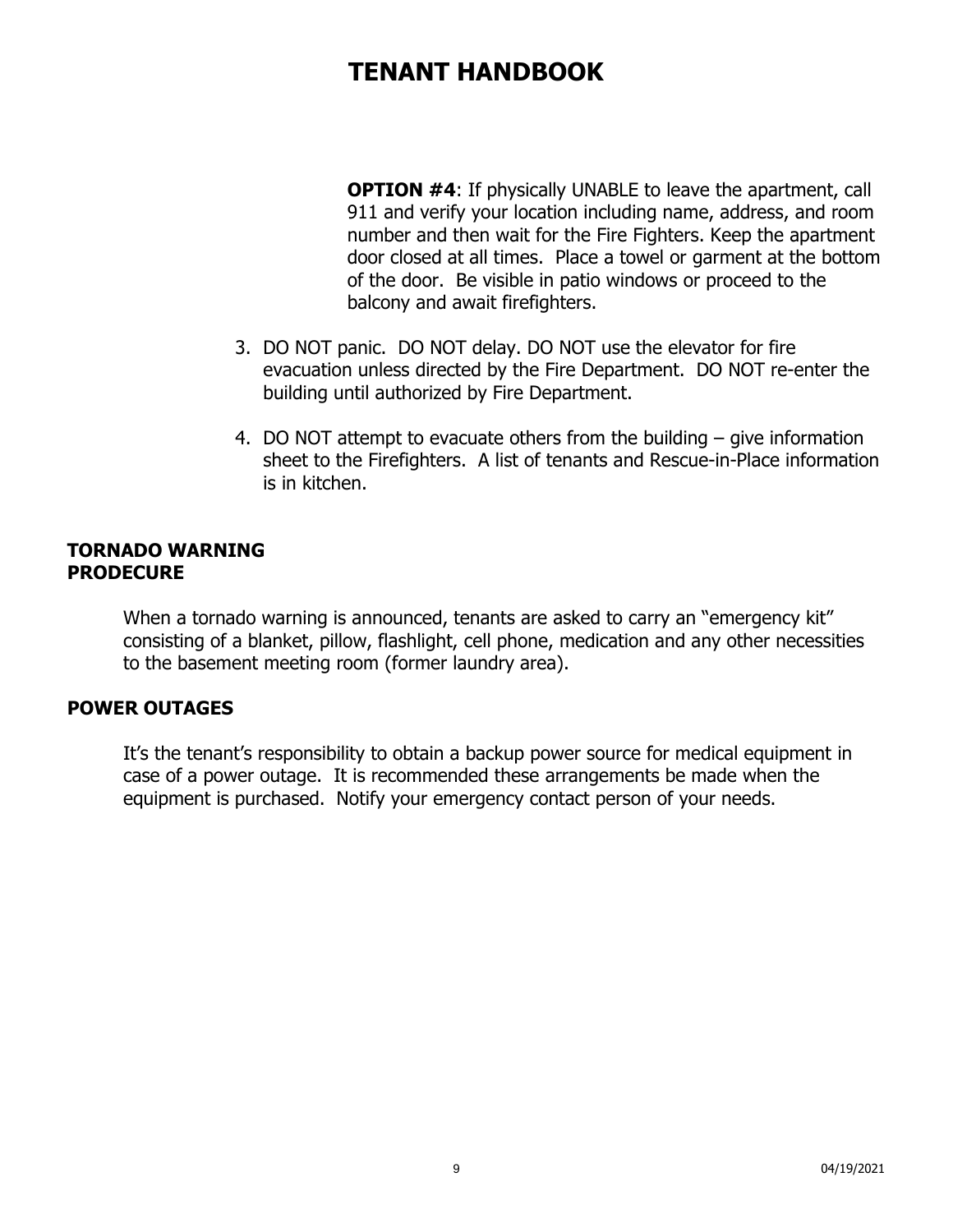**OPTION #4**: If physically UNABLE to leave the apartment, call 911 and verify your location including name, address, and room number and then wait for the Fire Fighters. Keep the apartment door closed at all times. Place a towel or garment at the bottom of the door. Be visible in patio windows or proceed to the balcony and await firefighters.

3. DO NOT panic. DO NOT delay. DO NOT use the elevator for fire evacuation unless directed by the Fire Department. DO NOT re-enter the building until authorized by Fire Department.

4. DO NOT attempt to evacuate others from the building – give information sheet to the Firefighters. A list of tenants and Rescue-in-Place information is in kitchen.

## TORNADO WARNING PRODECURE

When a tornado warning is announced, tenants are asked to carry an "emergency kit" consisting of a blanket, pillow, flashlight, cell phone, medication and any other necessities to the basement meeting room (former laundry area).

## POWER OUTAGES

It's the tenant's responsibility to obtain a backup power source for medical equipment in case of a power outage. It is recommended these arrangements be made when the equipment is purchased. Notify your emergency contact person of your needs.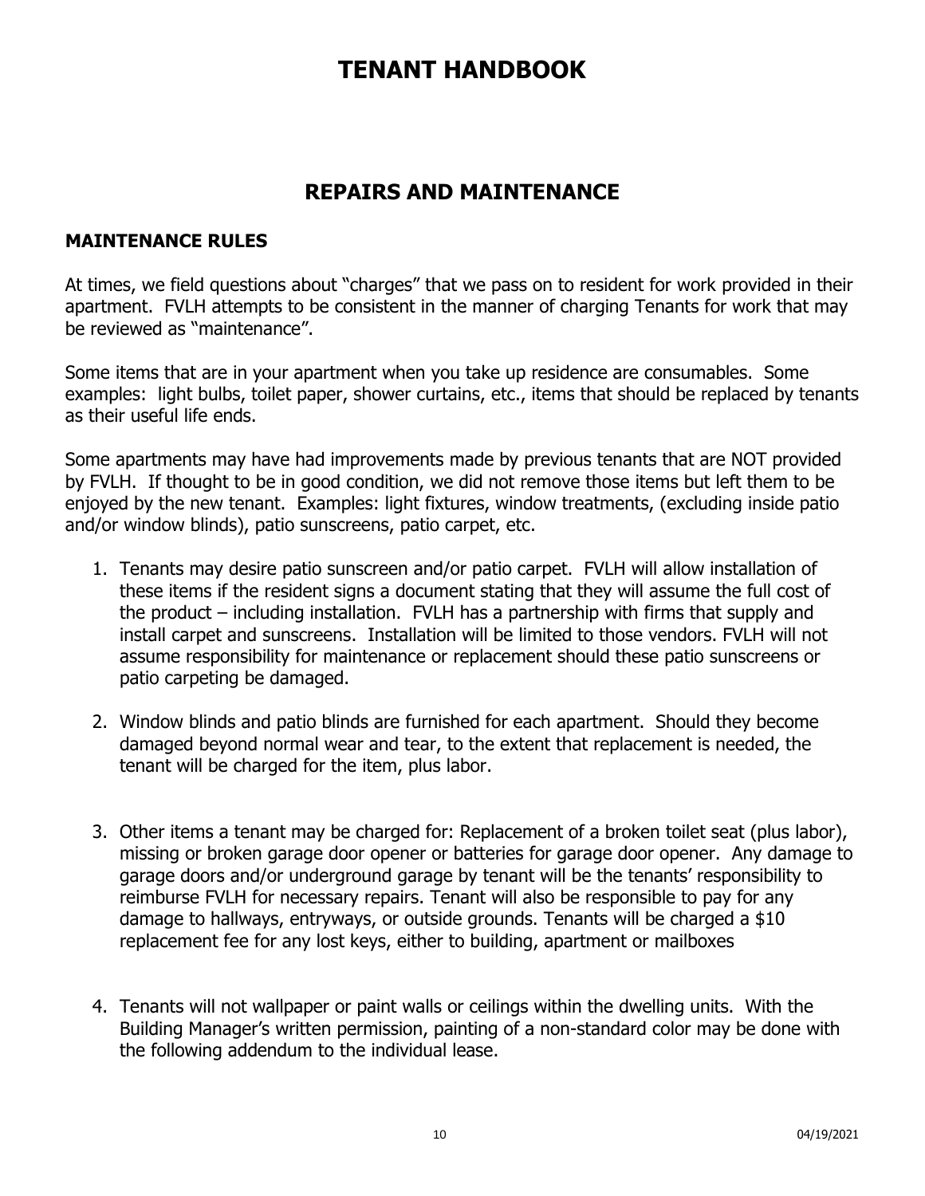# TENANT HANDBOOK

## REPAIRS AND MAINTENANCE

### MAINTENANCE RULES

At times, we field questions about "charges" that we pass on to resident for work provided in their apartment. FVLH attempts to be consistent in the manner of charging Tenants for work that may be reviewed as "maintenance".

Some items that are in your apartment when you take up residence are consumables. Some examples: light bulbs, toilet paper, shower curtains, etc., items that should be replaced by tenants as their useful life ends.

Some apartments may have had improvements made by previous tenants that are NOT provided by FVLH. If thought to be in good condition, we did not remove those items but left them to be enjoyed by the new tenant. Examples: light fixtures, window treatments, (excluding inside patio and/or window blinds), patio sunscreens, patio carpet, etc.

1. Tenants may desire patio sunscreen and/or patio carpet. FVLH will allow installation of these items if the resident signs a document stating that they will assume the full cost of the product – including installation. FVLH has a partnership with firms that supply and install carpet and sunscreens. Installation will be limited to those vendors. FVLH will not assume responsibility for maintenance or replacement should these patio sunscreens or patio carpeting be damaged.

2. Window blinds and patio blinds are furnished for each apartment. Should they become damaged beyond normal wear and tear, to the extent that replacement is needed, the tenant will be charged for the item, plus labor.

3. Other items a tenant may be charged for: Replacement of a broken toilet seat (plus labor), missing or broken garage door opener or batteries for garage door opener. Any damage to garage doors and/or underground garage by tenant will be the tenants' responsibility to reimburse FVLH for necessary repairs. Tenant will also be responsible to pay for any damage to hallways, entryways, or outside grounds. Tenants will be charged a $10 replacement fee for any lost keys, either to building, apartment or mailboxes

4. Tenants will not wallpaper or paint walls or ceilings within the dwelling units. With the Building Manager's written permission, painting of a non-standard color may be done with the following addendum to the individual lease.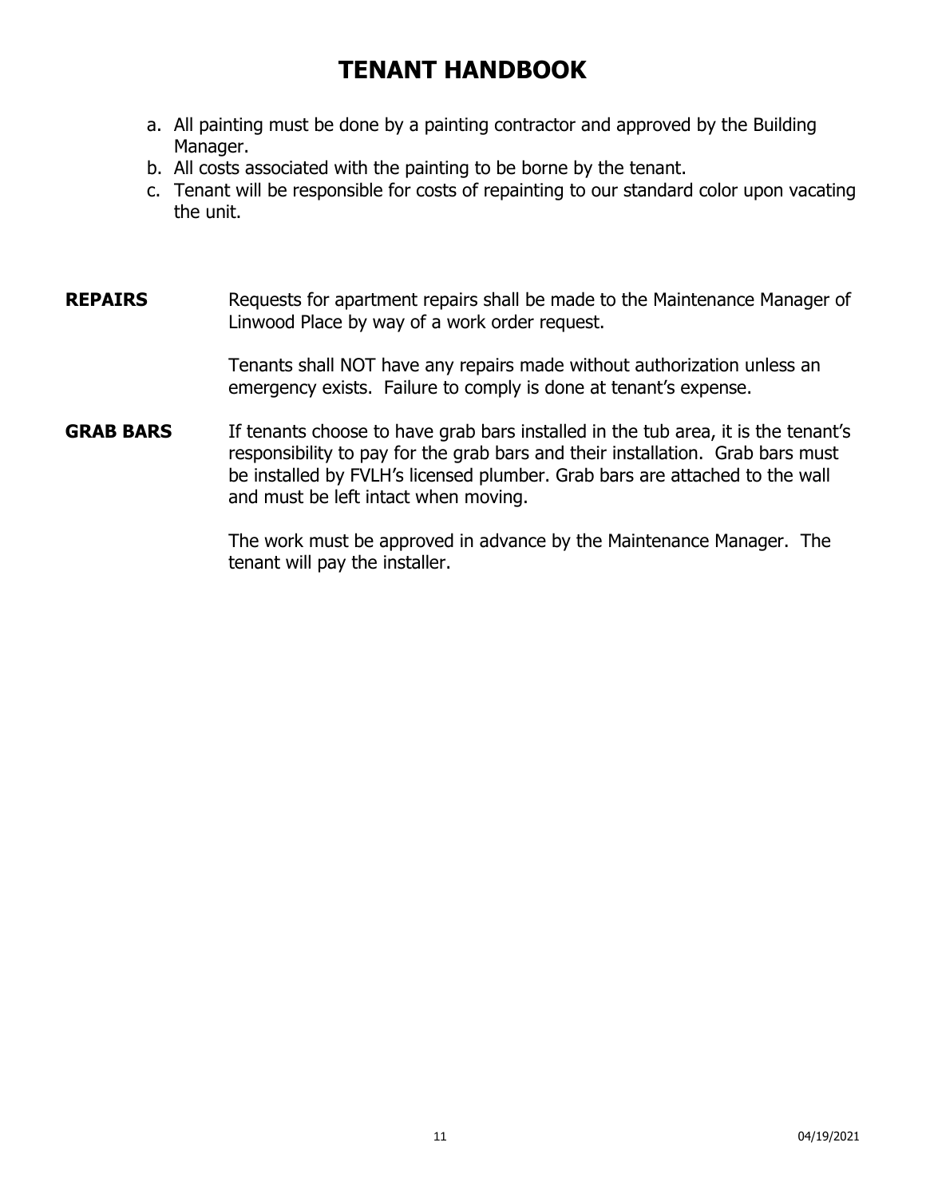# TENANT HANDBOOK

a. All painting must be done by a painting contractor and approved by the Building Manager.
b. All costs associated with the painting to be borne by the tenant.
c. Tenant will be responsible for costs of repainting to our standard color upon vacating the unit.

**REPAIRS**

Requests for apartment repairs shall be made to the Maintenance Manager of Linwood Place by way of a work order request.

Tenants shall NOT have any repairs made without authorization unless an emergency exists. Failure to comply is done at tenant's expense.

**GRAB BARS**

If tenants choose to have grab bars installed in the tub area, it is the tenant's responsibility to pay for the grab bars and their installation. Grab bars must be installed by FVLH's licensed plumber. Grab bars are attached to the wall and must be left intact when moving.

The work must be approved in advance by the Maintenance Manager. The tenant will pay the installer.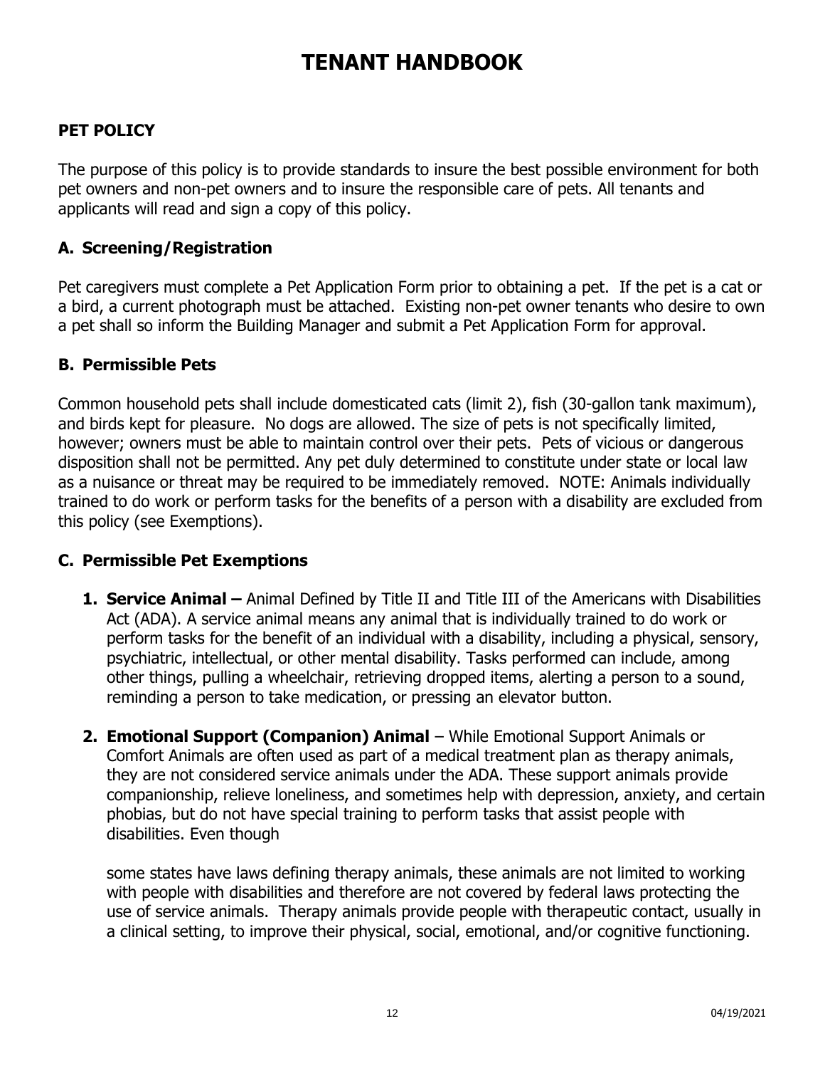# TENANT HANDBOOK

## PET POLICY

The purpose of this policy is to provide standards to insure the best possible environment for both pet owners and non-pet owners and to insure the responsible care of pets. All tenants and applicants will read and sign a copy of this policy.

### A. Screening/Registration

Pet caregivers must complete a Pet Application Form prior to obtaining a pet. If the pet is a cat or a bird, a current photograph must be attached. Existing non-pet owner tenants who desire to own a pet shall so inform the Building Manager and submit a Pet Application Form for approval.

### B. Permissible Pets

Common household pets shall include domesticated cats (limit 2), fish (30-gallon tank maximum), and birds kept for pleasure. No dogs are allowed. The size of pets is not specifically limited, however; owners must be able to maintain control over their pets. Pets of vicious or dangerous disposition shall not be permitted. Any pet duly determined to constitute under state or local law as a nuisance or threat may be required to be immediately removed. NOTE: Animals individually trained to do work or perform tasks for the benefits of a person with a disability are excluded from this policy (see Exemptions).

### C. Permissible Pet Exemptions

1. **Service Animal –** Animal Defined by Title II and Title III of the Americans with Disabilities Act (ADA). A service animal means any animal that is individually trained to do work or perform tasks for the benefit of an individual with a disability, including a physical, sensory, psychiatric, intellectual, or other mental disability. Tasks performed can include, among other things, pulling a wheelchair, retrieving dropped items, alerting a person to a sound, reminding a person to take medication, or pressing an elevator button.

2. **Emotional Support (Companion) Animal** – While Emotional Support Animals or Comfort Animals are often used as part of a medical treatment plan as therapy animals, they are not considered service animals under the ADA. These support animals provide companionship, relieve loneliness, and sometimes help with depression, anxiety, and certain phobias, but do not have special training to perform tasks that assist people with disabilities. Even though

   some states have laws defining therapy animals, these animals are not limited to working with people with disabilities and therefore are not covered by federal laws protecting the use of service animals. Therapy animals provide people with therapeutic contact, usually in a clinical setting, to improve their physical, social, emotional, and/or cognitive functioning.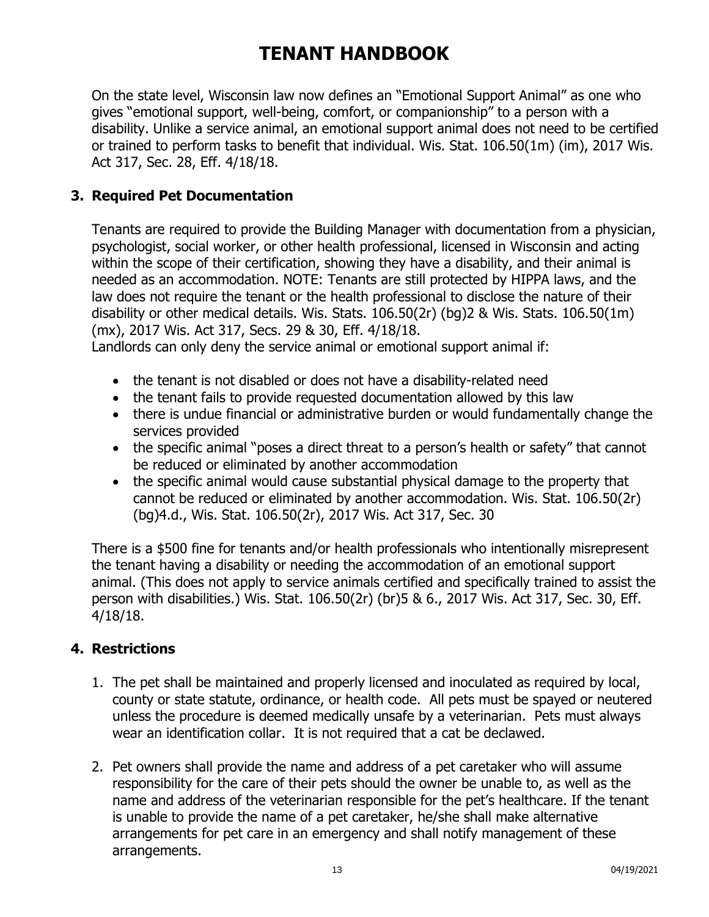On the state level, Wisconsin law now defines an "Emotional Support Animal" as one who gives "emotional support, well-being, comfort, or companionship" to a person with a disability. Unlike a service animal, an emotional support animal does not need to be certified or trained to perform tasks to benefit that individual. Wis. Stat. 106.50(1m) (im), 2017 Wis. Act 317, Sec. 28, Eff. 4/18/18.

### 3. Required Pet Documentation

Tenants are required to provide the Building Manager with documentation from a physician, psychologist, social worker, or other health professional, licensed in Wisconsin and acting within the scope of their certification, showing they have a disability, and their animal is needed as an accommodation. NOTE: Tenants are still protected by HIPPA laws, and the law does not require the tenant or the health professional to disclose the nature of their disability or other medical details. Wis. Stats. 106.50(2r) (bg)2 & Wis. Stats. 106.50(1m) (mx), 2017 Wis. Act 317, Secs. 29 & 30, Eff. 4/18/18.
Landlords can only deny the service animal or emotional support animal if:

- the tenant is not disabled or does not have a disability-related need
- the tenant fails to provide requested documentation allowed by this law
- there is undue financial or administrative burden or would fundamentally change the services provided
- the specific animal "poses a direct threat to a person's health or safety" that cannot be reduced or eliminated by another accommodation
- the specific animal would cause substantial physical damage to the property that cannot be reduced or eliminated by another accommodation. Wis. Stat. 106.50(2r) (bg)4.d., Wis. Stat. 106.50(2r), 2017 Wis. Act 317, Sec. 30

There is a $500 fine for tenants and/or health professionals who intentionally misrepresent the tenant having a disability or needing the accommodation of an emotional support animal. (This does not apply to service animals certified and specifically trained to assist the person with disabilities.) Wis. Stat. 106.50(2r) (br)5 & 6., 2017 Wis. Act 317, Sec. 30, Eff. 4/18/18.

### 4. Restrictions

1. The pet shall be maintained and properly licensed and inoculated as required by local, county or state statute, ordinance, or health code. All pets must be spayed or neutered unless the procedure is deemed medically unsafe by a veterinarian. Pets must always wear an identification collar. It is not required that a cat be declawed.

2. Pet owners shall provide the name and address of a pet caretaker who will assume responsibility for the care of their pets should the owner be unable to, as well as the name and address of the veterinarian responsible for the pet's healthcare. If the tenant is unable to provide the name of a pet caretaker, he/she shall make alternative arrangements for pet care in an emergency and shall notify management of these arrangements.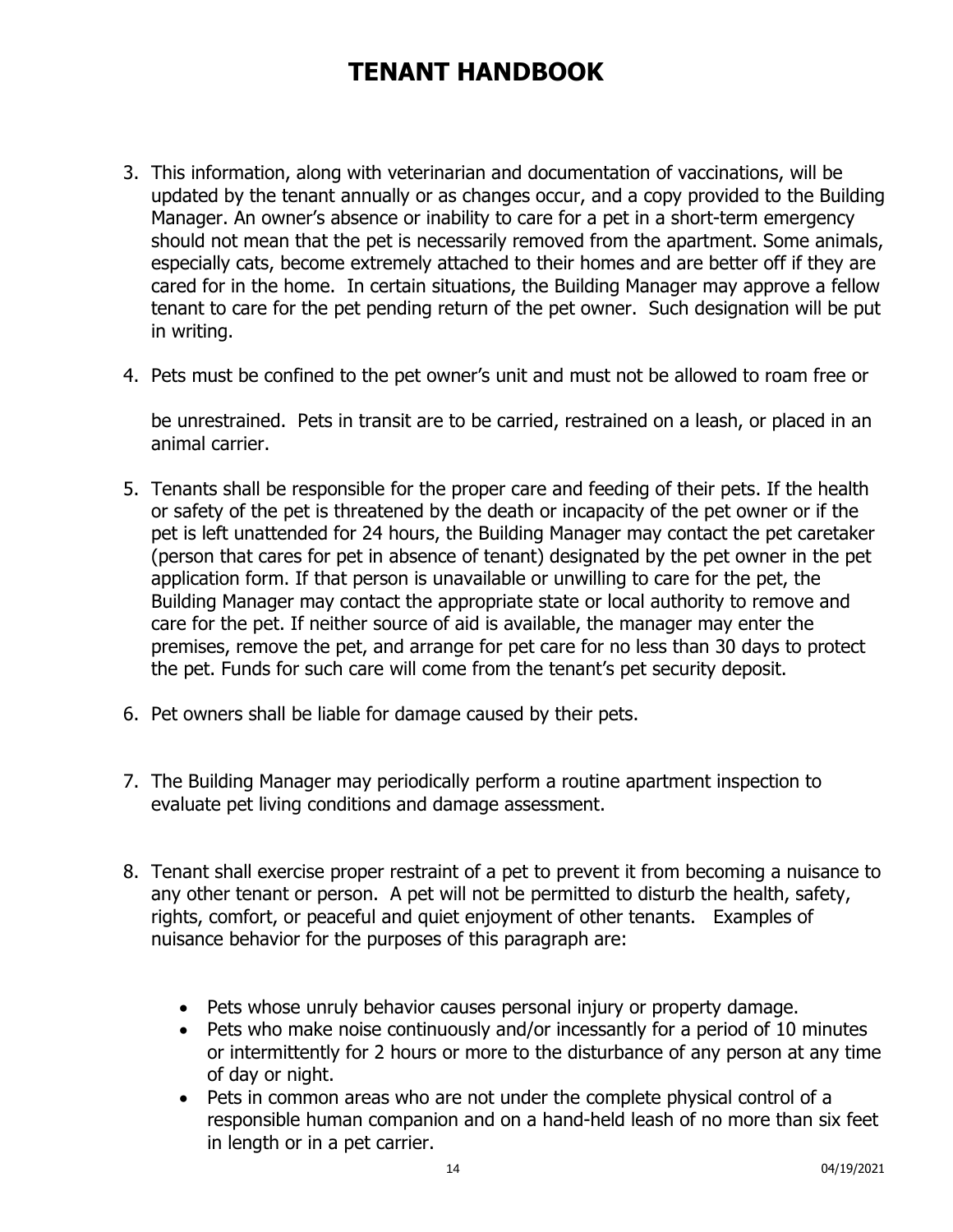# TENANT HANDBOOK

3. This information, along with veterinarian and documentation of vaccinations, will be updated by the tenant annually or as changes occur, and a copy provided to the Building Manager. An owner's absence or inability to care for a pet in a short-term emergency should not mean that the pet is necessarily removed from the apartment. Some animals, especially cats, become extremely attached to their homes and are better off if they are cared for in the home. In certain situations, the Building Manager may approve a fellow tenant to care for the pet pending return of the pet owner. Such designation will be put in writing.

4. Pets must be confined to the pet owner's unit and must not be allowed to roam free or be unrestrained. Pets in transit are to be carried, restrained on a leash, or placed in an animal carrier.

5. Tenants shall be responsible for the proper care and feeding of their pets. If the health or safety of the pet is threatened by the death or incapacity of the pet owner or if the pet is left unattended for 24 hours, the Building Manager may contact the pet caretaker (person that cares for pet in absence of tenant) designated by the pet owner in the pet application form. If that person is unavailable or unwilling to care for the pet, the Building Manager may contact the appropriate state or local authority to remove and care for the pet. If neither source of aid is available, the manager may enter the premises, remove the pet, and arrange for pet care for no less than 30 days to protect the pet. Funds for such care will come from the tenant's pet security deposit.

6. Pet owners shall be liable for damage caused by their pets.

7. The Building Manager may periodically perform a routine apartment inspection to evaluate pet living conditions and damage assessment.

8. Tenant shall exercise proper restraint of a pet to prevent it from becoming a nuisance to any other tenant or person. A pet will not be permitted to disturb the health, safety, rights, comfort, or peaceful and quiet enjoyment of other tenants. Examples of nuisance behavior for the purposes of this paragraph are:

   - Pets whose unruly behavior causes personal injury or property damage.
   - Pets who make noise continuously and/or incessantly for a period of 10 minutes or intermittently for 2 hours or more to the disturbance of any person at any time of day or night.
   - Pets in common areas who are not under the complete physical control of a responsible human companion and on a hand-held leash of no more than six feet in length or in a pet carrier.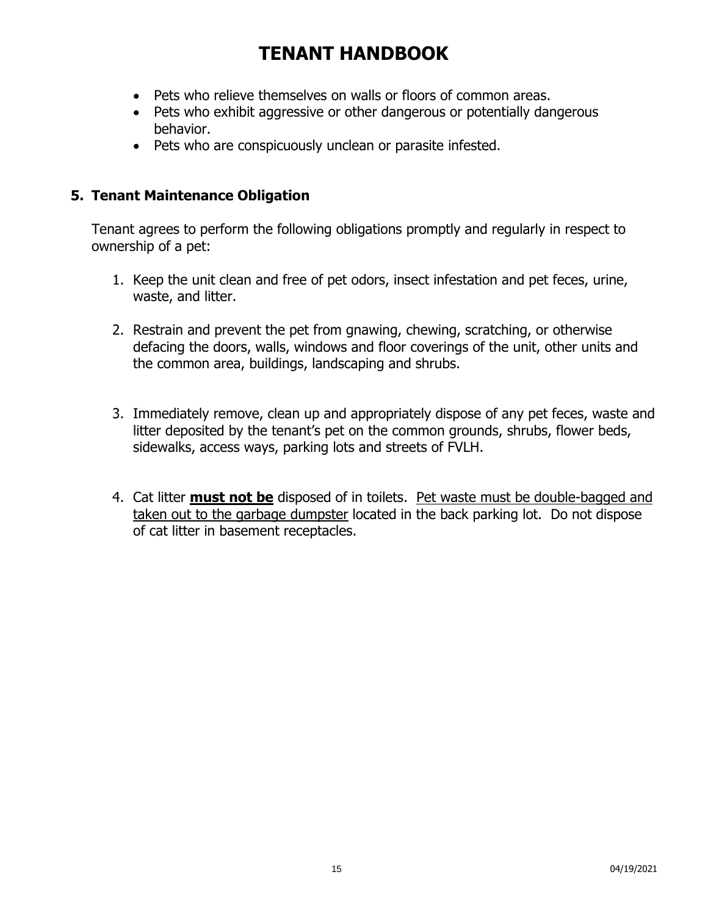- Pets who relieve themselves on walls or floors of common areas.
- Pets who exhibit aggressive or other dangerous or potentially dangerous behavior.
- Pets who are conspicuously unclean or parasite infested.

## 5. Tenant Maintenance Obligation

Tenant agrees to perform the following obligations promptly and regularly in respect to ownership of a pet:

1. Keep the unit clean and free of pet odors, insect infestation and pet feces, urine, waste, and litter.

2. Restrain and prevent the pet from gnawing, chewing, scratching, or otherwise defacing the doors, walls, windows and floor coverings of the unit, other units and the common area, buildings, landscaping and shrubs.

3. Immediately remove, clean up and appropriately dispose of any pet feces, waste and litter deposited by the tenant's pet on the common grounds, shrubs, flower beds, sidewalks, access ways, parking lots and streets of FVLH.

4. Cat litter **must not be** disposed of in toilets. Pet waste must be double-bagged and taken out to the garbage dumpster located in the back parking lot. Do not dispose of cat litter in basement receptacles.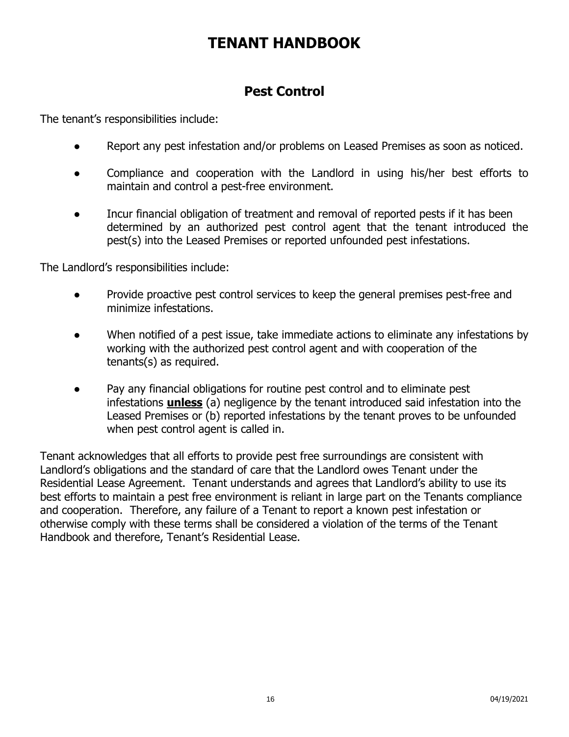# TENANT HANDBOOK

## Pest Control

The tenant's responsibilities include:

- Report any pest infestation and/or problems on Leased Premises as soon as noticed.
- Compliance and cooperation with the Landlord in using his/her best efforts to maintain and control a pest-free environment.
- Incur financial obligation of treatment and removal of reported pests if it has been determined by an authorized pest control agent that the tenant introduced the pest(s) into the Leased Premises or reported unfounded pest infestations.

The Landlord's responsibilities include:

- Provide proactive pest control services to keep the general premises pest-free and minimize infestations.
- When notified of a pest issue, take immediate actions to eliminate any infestations by working with the authorized pest control agent and with cooperation of the tenants(s) as required.
- Pay any financial obligations for routine pest control and to eliminate pest infestations **<u>unless</u>** (a) negligence by the tenant introduced said infestation into the Leased Premises or (b) reported infestations by the tenant proves to be unfounded when pest control agent is called in.

Tenant acknowledges that all efforts to provide pest free surroundings are consistent with Landlord's obligations and the standard of care that the Landlord owes Tenant under the Residential Lease Agreement. Tenant understands and agrees that Landlord's ability to use its best efforts to maintain a pest free environment is reliant in large part on the Tenants compliance and cooperation. Therefore, any failure of a Tenant to report a known pest infestation or otherwise comply with these terms shall be considered a violation of the terms of the Tenant Handbook and therefore, Tenant's Residential Lease.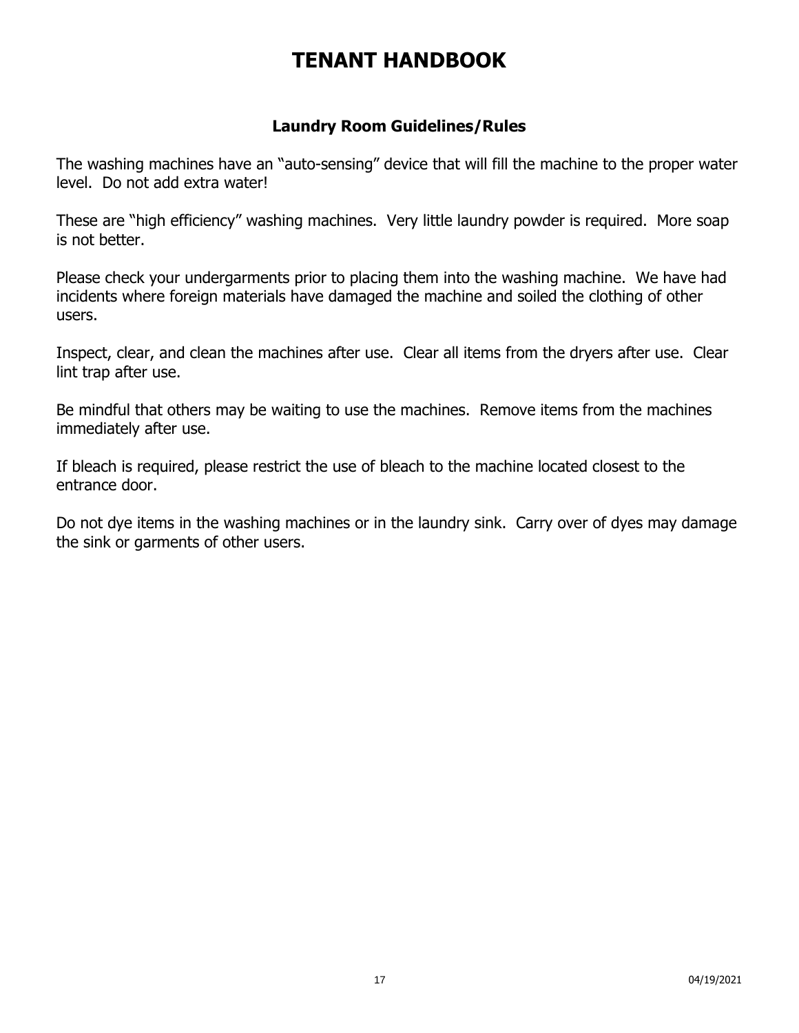# TENANT HANDBOOK

## Laundry Room Guidelines/Rules

The washing machines have an "auto-sensing" device that will fill the machine to the proper water level. Do not add extra water!

These are "high efficiency" washing machines. Very little laundry powder is required. More soap is not better.

Please check your undergarments prior to placing them into the washing machine. We have had incidents where foreign materials have damaged the machine and soiled the clothing of other users.

Inspect, clear, and clean the machines after use. Clear all items from the dryers after use. Clear lint trap after use.

Be mindful that others may be waiting to use the machines. Remove items from the machines immediately after use.

If bleach is required, please restrict the use of bleach to the machine located closest to the entrance door.

Do not dye items in the washing machines or in the laundry sink. Carry over of dyes may damage the sink or garments of other users.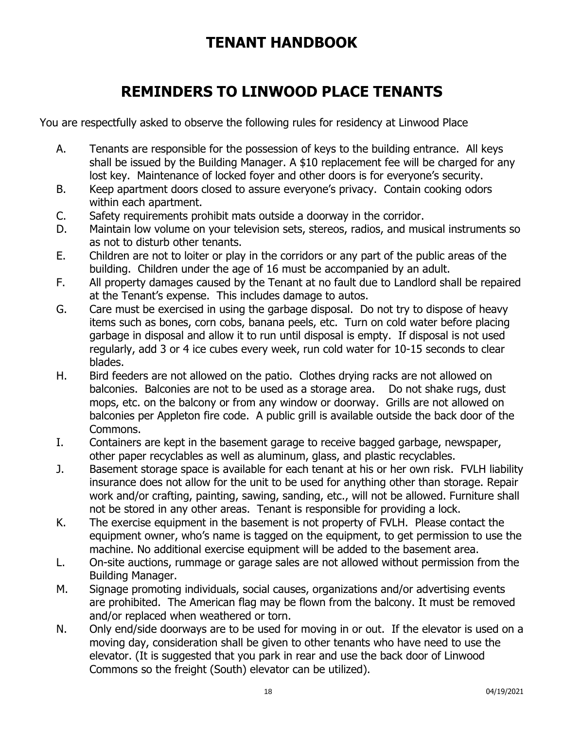# TENANT HANDBOOK

## REMINDERS TO LINWOOD PLACE TENANTS

You are respectfully asked to observe the following rules for residency at Linwood Place

A. Tenants are responsible for the possession of keys to the building entrance. All keys shall be issued by the Building Manager. A $10 replacement fee will be charged for any lost key. Maintenance of locked foyer and other doors is for everyone's security.

B. Keep apartment doors closed to assure everyone's privacy. Contain cooking odors within each apartment.

C. Safety requirements prohibit mats outside a doorway in the corridor.

D. Maintain low volume on your television sets, stereos, radios, and musical instruments so as not to disturb other tenants.

E. Children are not to loiter or play in the corridors or any part of the public areas of the building. Children under the age of 16 must be accompanied by an adult.

F. All property damages caused by the Tenant at no fault due to Landlord shall be repaired at the Tenant's expense. This includes damage to autos.

G. Care must be exercised in using the garbage disposal. Do not try to dispose of heavy items such as bones, corn cobs, banana peels, etc. Turn on cold water before placing garbage in disposal and allow it to run until disposal is empty. If disposal is not used regularly, add 3 or 4 ice cubes every week, run cold water for 10-15 seconds to clear blades.

H. Bird feeders are not allowed on the patio. Clothes drying racks are not allowed on balconies. Balconies are not to be used as a storage area. Do not shake rugs, dust mops, etc. on the balcony or from any window or doorway. Grills are not allowed on balconies per Appleton fire code. A public grill is available outside the back door of the Commons.

I. Containers are kept in the basement garage to receive bagged garbage, newspaper, other paper recyclables as well as aluminum, glass, and plastic recyclables.

J. Basement storage space is available for each tenant at his or her own risk. FVLH liability insurance does not allow for the unit to be used for anything other than storage. Repair work and/or crafting, painting, sawing, sanding, etc., will not be allowed. Furniture shall not be stored in any other areas. Tenant is responsible for providing a lock.

K. The exercise equipment in the basement is not property of FVLH. Please contact the equipment owner, who's name is tagged on the equipment, to get permission to use the machine. No additional exercise equipment will be added to the basement area.

L. On-site auctions, rummage or garage sales are not allowed without permission from the Building Manager.

M. Signage promoting individuals, social causes, organizations and/or advertising events are prohibited. The American flag may be flown from the balcony. It must be removed and/or replaced when weathered or torn.

N. Only end/side doorways are to be used for moving in or out. If the elevator is used on a moving day, consideration shall be given to other tenants who have need to use the elevator. (It is suggested that you park in rear and use the back door of Linwood Commons so the freight (South) elevator can be utilized).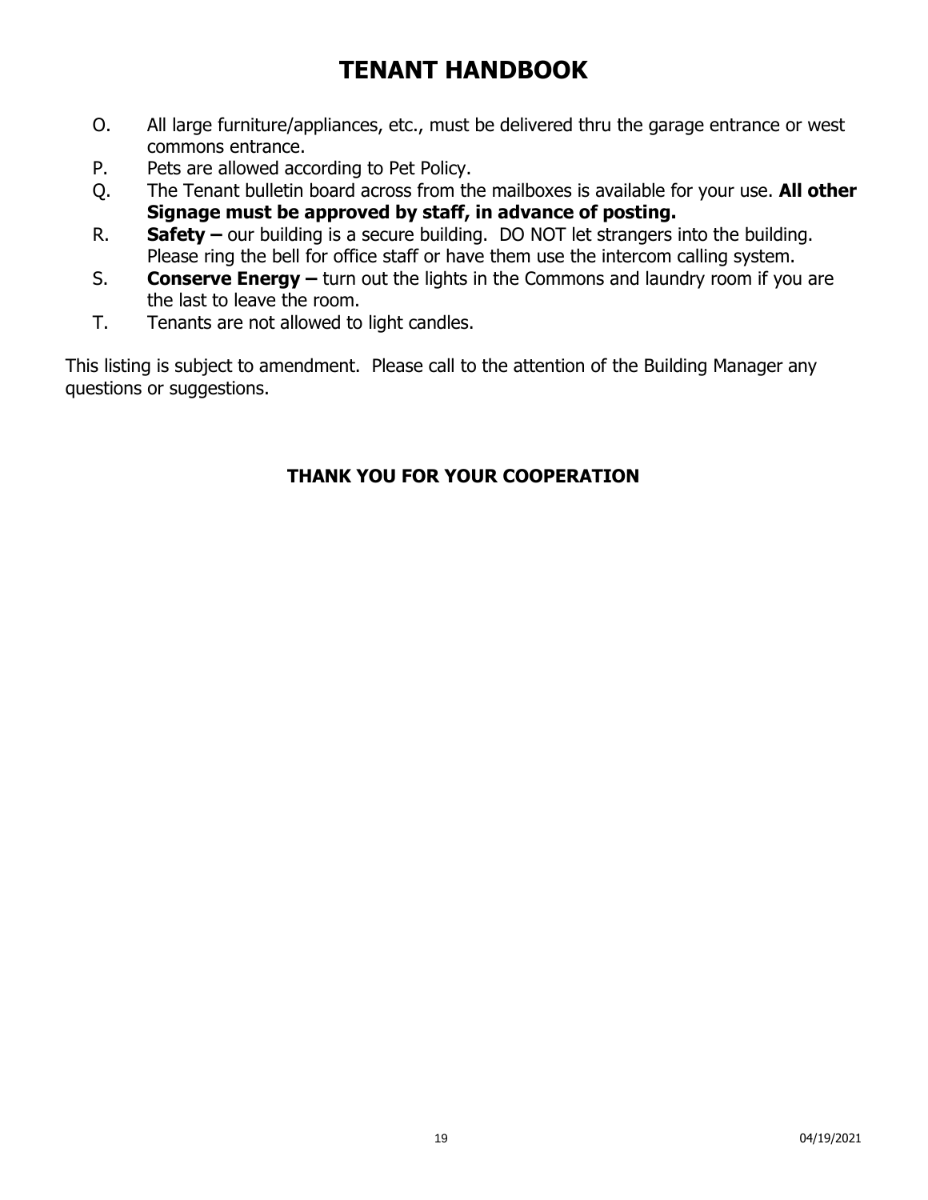# TENANT HANDBOOK

O. All large furniture/appliances, etc., must be delivered thru the garage entrance or west commons entrance.

P. Pets are allowed according to Pet Policy.

Q. The Tenant bulletin board across from the mailboxes is available for your use. **All other Signage must be approved by staff, in advance of posting.**

R. **Safety –** our building is a secure building. DO NOT let strangers into the building. Please ring the bell for office staff or have them use the intercom calling system.

S. **Conserve Energy –** turn out the lights in the Commons and laundry room if you are the last to leave the room.

T. Tenants are not allowed to light candles.

This listing is subject to amendment. Please call to the attention of the Building Manager any questions or suggestions.

**THANK YOU FOR YOUR COOPERATION**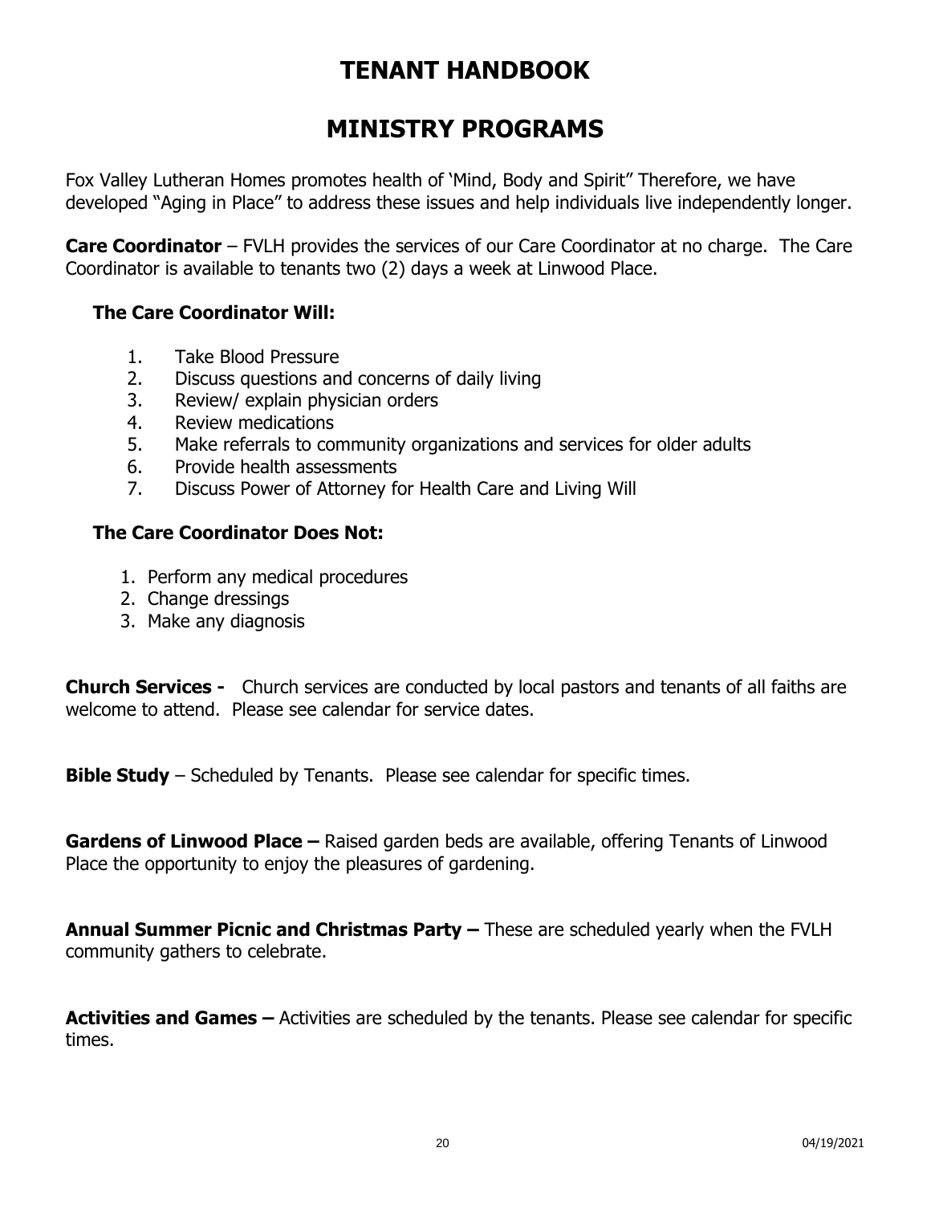# TENANT HANDBOOK

# MINISTRY PROGRAMS

Fox Valley Lutheran Homes promotes health of 'Mind, Body and Spirit" Therefore, we have developed "Aging in Place" to address these issues and help individuals live independently longer.

**Care Coordinator** – FVLH provides the services of our Care Coordinator at no charge. The Care Coordinator is available to tenants two (2) days a week at Linwood Place.

**The Care Coordinator Will:**

1. Take Blood Pressure
2. Discuss questions and concerns of daily living
3. Review/ explain physician orders
4. Review medications
5. Make referrals to community organizations and services for older adults
6. Provide health assessments
7. Discuss Power of Attorney for Health Care and Living Will

**The Care Coordinator Does Not:**

1. Perform any medical procedures
2. Change dressings
3. Make any diagnosis

**Church Services -** Church services are conducted by local pastors and tenants of all faiths are welcome to attend. Please see calendar for service dates.

**Bible Study** – Scheduled by Tenants. Please see calendar for specific times.

**Gardens of Linwood Place –** Raised garden beds are available, offering Tenants of Linwood Place the opportunity to enjoy the pleasures of gardening.

**Annual Summer Picnic and Christmas Party –** These are scheduled yearly when the FVLH community gathers to celebrate.

**Activities and Games –** Activities are scheduled by the tenants. Please see calendar for specific times.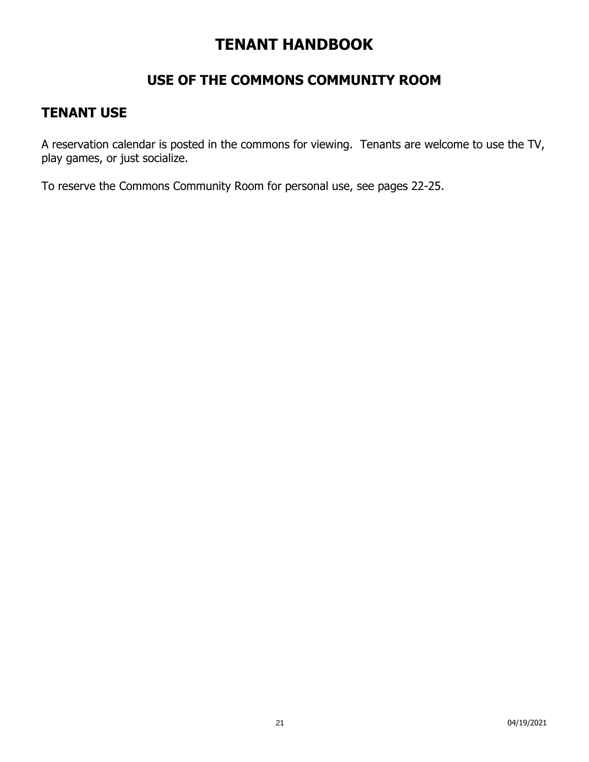# TENANT HANDBOOK

## USE OF THE COMMONS COMMUNITY ROOM

### TENANT USE

A reservation calendar is posted in the commons for viewing. Tenants are welcome to use the TV, play games, or just socialize.

To reserve the Commons Community Room for personal use, see pages 22-25.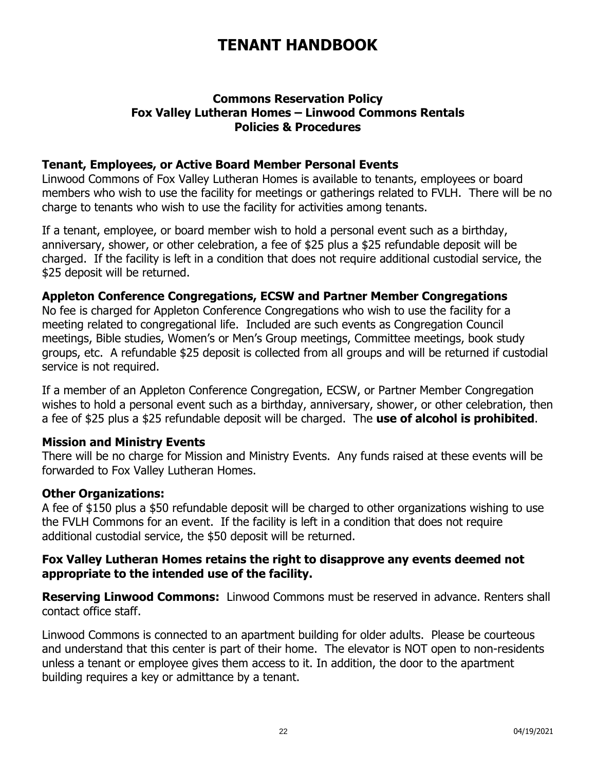# TENANT HANDBOOK

## Commons Reservation Policy
## Fox Valley Lutheran Homes – Linwood Commons Rentals
## Policies & Procedures

### Tenant, Employees, or Active Board Member Personal Events

Linwood Commons of Fox Valley Lutheran Homes is available to tenants, employees or board members who wish to use the facility for meetings or gatherings related to FVLH. There will be no charge to tenants who wish to use the facility for activities among tenants.

If a tenant, employee, or board member wish to hold a personal event such as a birthday, anniversary, shower, or other celebration, a fee of $25 plus a $25 refundable deposit will be charged. If the facility is left in a condition that does not require additional custodial service, the $25 deposit will be returned.

### Appleton Conference Congregations, ECSW and Partner Member Congregations

No fee is charged for Appleton Conference Congregations who wish to use the facility for a meeting related to congregational life. Included are such events as Congregation Council meetings, Bible studies, Women's or Men's Group meetings, Committee meetings, book study groups, etc. A refundable $25 deposit is collected from all groups and will be returned if custodial service is not required.

If a member of an Appleton Conference Congregation, ECSW, or Partner Member Congregation wishes to hold a personal event such as a birthday, anniversary, shower, or other celebration, then a fee of $25 plus a $25 refundable deposit will be charged. The **use of alcohol is prohibited**.

### Mission and Ministry Events

There will be no charge for Mission and Ministry Events. Any funds raised at these events will be forwarded to Fox Valley Lutheran Homes.

### Other Organizations:

A fee of $150 plus a $50 refundable deposit will be charged to other organizations wishing to use the FVLH Commons for an event. If the facility is left in a condition that does not require additional custodial service, the $50 deposit will be returned.

**Fox Valley Lutheran Homes retains the right to disapprove any events deemed not appropriate to the intended use of the facility.**

**Reserving Linwood Commons:** Linwood Commons must be reserved in advance. Renters shall contact office staff.

Linwood Commons is connected to an apartment building for older adults. Please be courteous and understand that this center is part of their home. The elevator is NOT open to non-residents unless a tenant or employee gives them access to it. In addition, the door to the apartment building requires a key or admittance by a tenant.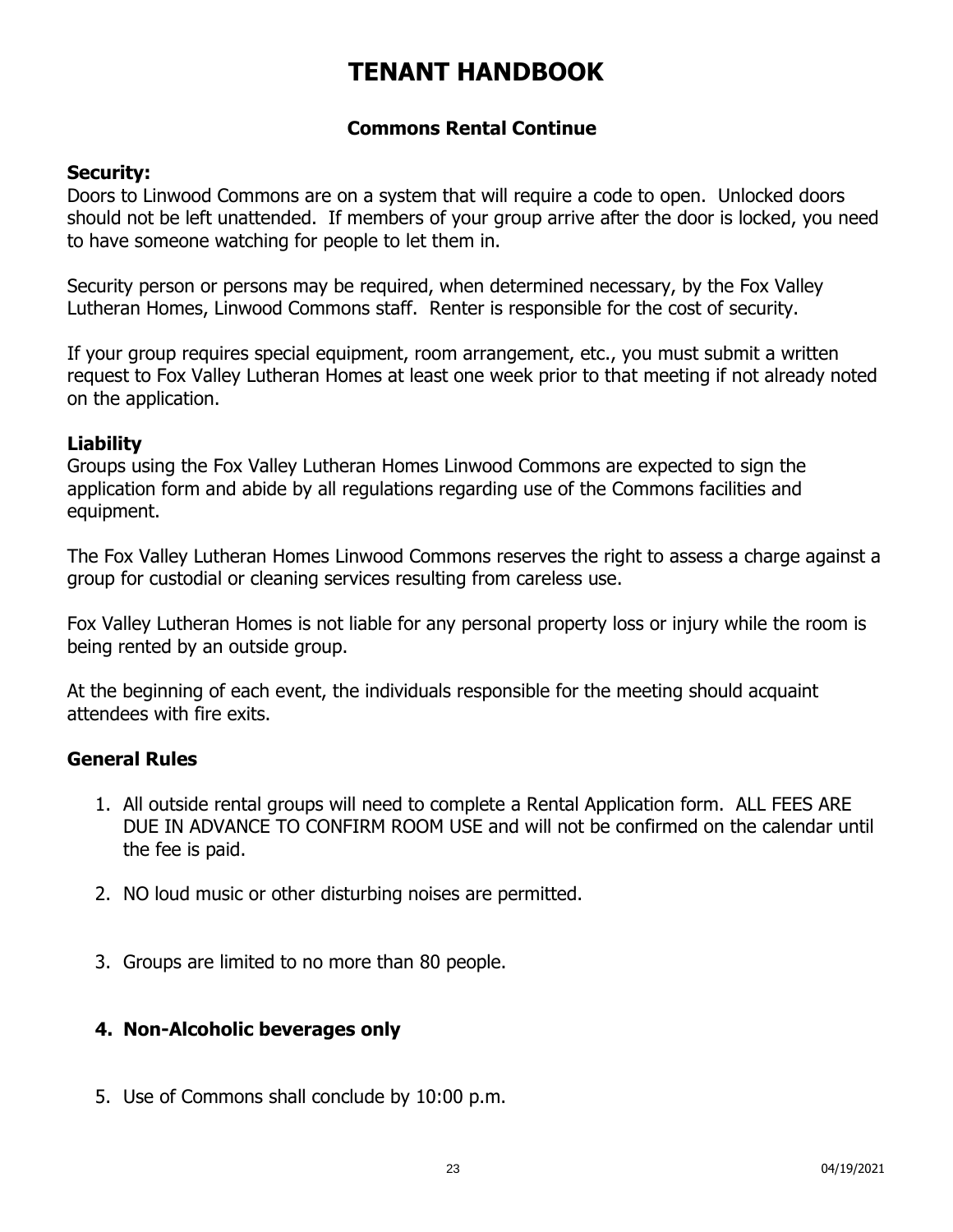# TENANT HANDBOOK

## Commons Rental Continue

### Security:

Doors to Linwood Commons are on a system that will require a code to open. Unlocked doors should not be left unattended. If members of your group arrive after the door is locked, you need to have someone watching for people to let them in.

Security person or persons may be required, when determined necessary, by the Fox Valley Lutheran Homes, Linwood Commons staff. Renter is responsible for the cost of security.

If your group requires special equipment, room arrangement, etc., you must submit a written request to Fox Valley Lutheran Homes at least one week prior to that meeting if not already noted on the application.

### Liability

Groups using the Fox Valley Lutheran Homes Linwood Commons are expected to sign the application form and abide by all regulations regarding use of the Commons facilities and equipment.

The Fox Valley Lutheran Homes Linwood Commons reserves the right to assess a charge against a group for custodial or cleaning services resulting from careless use.

Fox Valley Lutheran Homes is not liable for any personal property loss or injury while the room is being rented by an outside group.

At the beginning of each event, the individuals responsible for the meeting should acquaint attendees with fire exits.

### General Rules

1. All outside rental groups will need to complete a Rental Application form. ALL FEES ARE DUE IN ADVANCE TO CONFIRM ROOM USE and will not be confirmed on the calendar until the fee is paid.
2. NO loud music or other disturbing noises are permitted.
3. Groups are limited to no more than 80 people.
4. **Non-Alcoholic beverages only**
5. Use of Commons shall conclude by 10:00 p.m.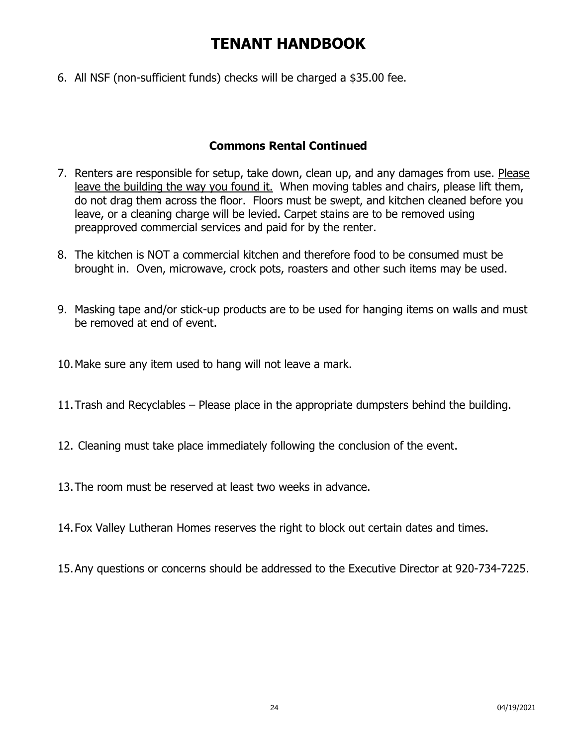6. All NSF (non-sufficient funds) checks will be charged a $35.00 fee.

### Commons Rental Continued

7. Renters are responsible for setup, take down, clean up, and any damages from use. <u>Please leave the building the way you found it.</u> When moving tables and chairs, please lift them, do not drag them across the floor. Floors must be swept, and kitchen cleaned before you leave, or a cleaning charge will be levied. Carpet stains are to be removed using preapproved commercial services and paid for by the renter.

8. The kitchen is NOT a commercial kitchen and therefore food to be consumed must be brought in. Oven, microwave, crock pots, roasters and other such items may be used.

9. Masking tape and/or stick-up products are to be used for hanging items on walls and must be removed at end of event.

10. Make sure any item used to hang will not leave a mark.

11. Trash and Recyclables – Please place in the appropriate dumpsters behind the building.

12. Cleaning must take place immediately following the conclusion of the event.

13. The room must be reserved at least two weeks in advance.

14. Fox Valley Lutheran Homes reserves the right to block out certain dates and times.

15. Any questions or concerns should be addressed to the Executive Director at 920-734-7225.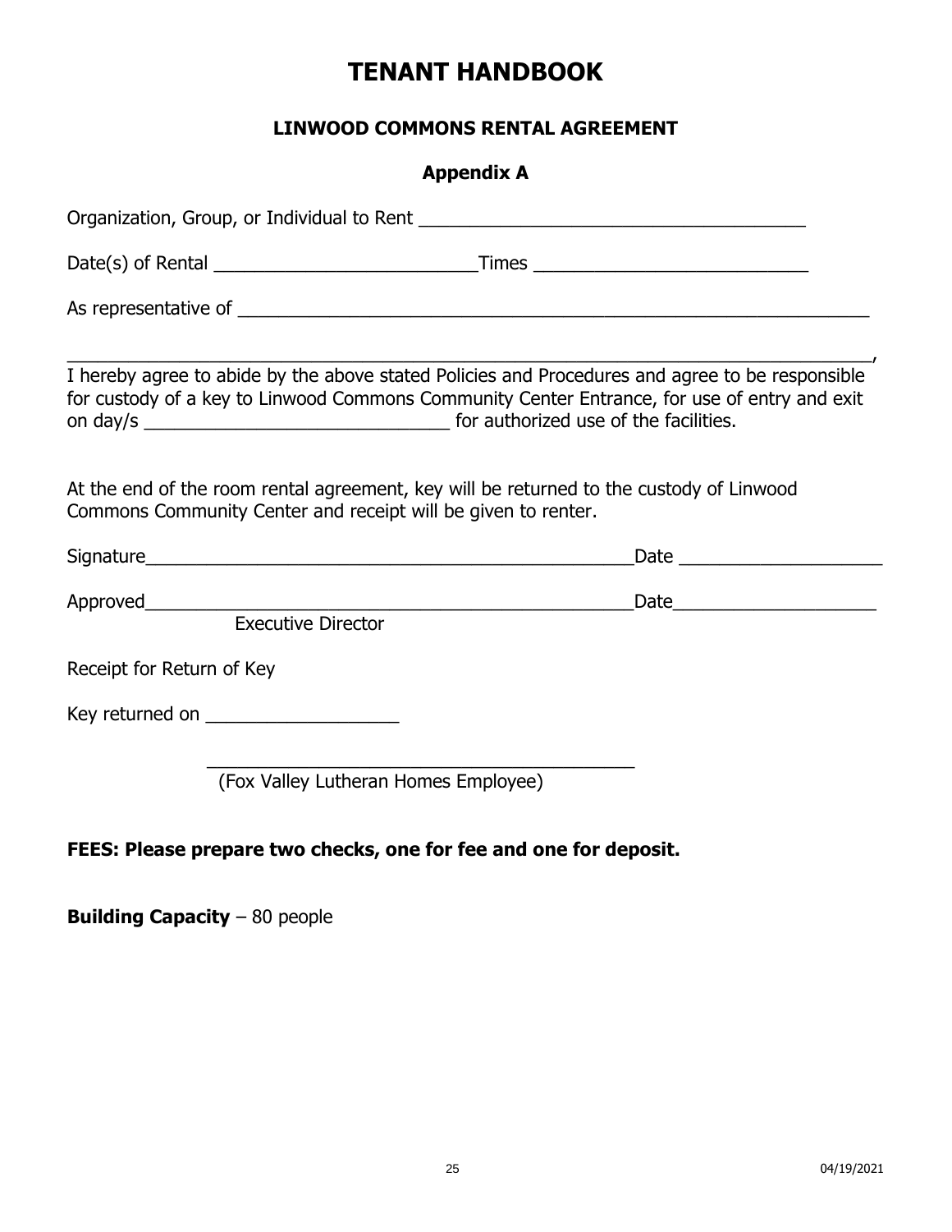# TENANT HANDBOOK

## LINWOOD COMMONS RENTAL AGREEMENT

### Appendix A

Organization, Group, or Individual to Rent ______________________________________

Date(s) of Rental __________________________Times ___________________________

As representative of _________________________________________________________

_________________________________________________________________________,
I hereby agree to abide by the above stated Policies and Procedures and agree to be responsible for custody of a key to Linwood Commons Community Center Entrance, for use of entry and exit on day/s ______________________________ for authorized use of the facilities.

At the end of the room rental agreement, key will be returned to the custody of Linwood Commons Community Center and receipt will be given to renter.

Signature_________________________________________________Date ____________________

Approved_________________________________________________Date____________________
Executive Director

Receipt for Return of Key

Key returned on ___________________

___________________________________________
(Fox Valley Lutheran Homes Employee)

**FEES: Please prepare two checks, one for fee and one for deposit.**

**Building Capacity** – 80 people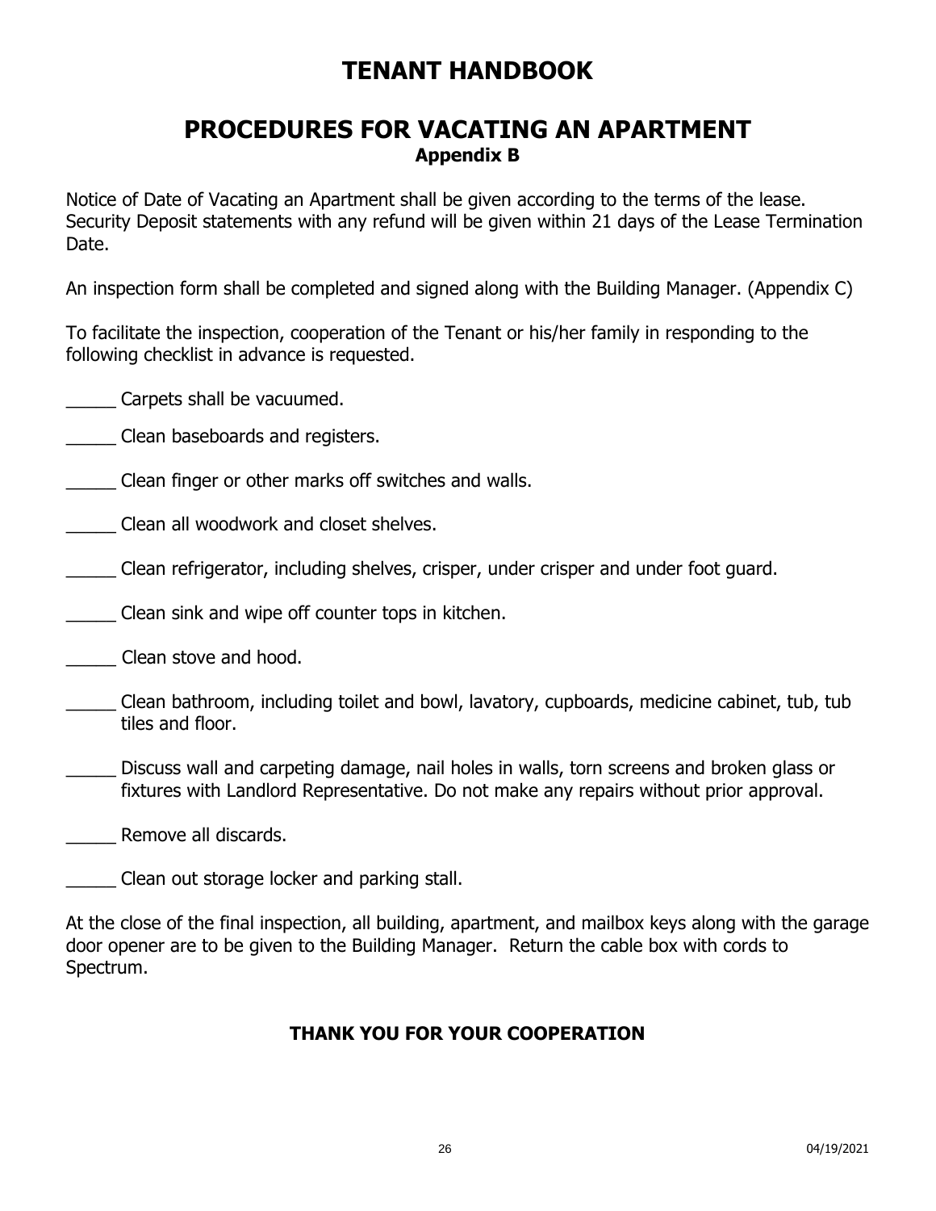# TENANT HANDBOOK

## PROCEDURES FOR VACATING AN APARTMENT

**Appendix B**

Notice of Date of Vacating an Apartment shall be given according to the terms of the lease. Security Deposit statements with any refund will be given within 21 days of the Lease Termination Date.

An inspection form shall be completed and signed along with the Building Manager. (Appendix C)

To facilitate the inspection, cooperation of the Tenant or his/her family in responding to the following checklist in advance is requested.

_____ Carpets shall be vacuumed.

_____ Clean baseboards and registers.

_____ Clean finger or other marks off switches and walls.

_____ Clean all woodwork and closet shelves.

_____ Clean refrigerator, including shelves, crisper, under crisper and under foot guard.

_____ Clean sink and wipe off counter tops in kitchen.

_____ Clean stove and hood.

_____ Clean bathroom, including toilet and bowl, lavatory, cupboards, medicine cabinet, tub, tub tiles and floor.

_____ Discuss wall and carpeting damage, nail holes in walls, torn screens and broken glass or fixtures with Landlord Representative. Do not make any repairs without prior approval.

_____ Remove all discards.

_____ Clean out storage locker and parking stall.

At the close of the final inspection, all building, apartment, and mailbox keys along with the garage door opener are to be given to the Building Manager. Return the cable box with cords to Spectrum.

**THANK YOU FOR YOUR COOPERATION**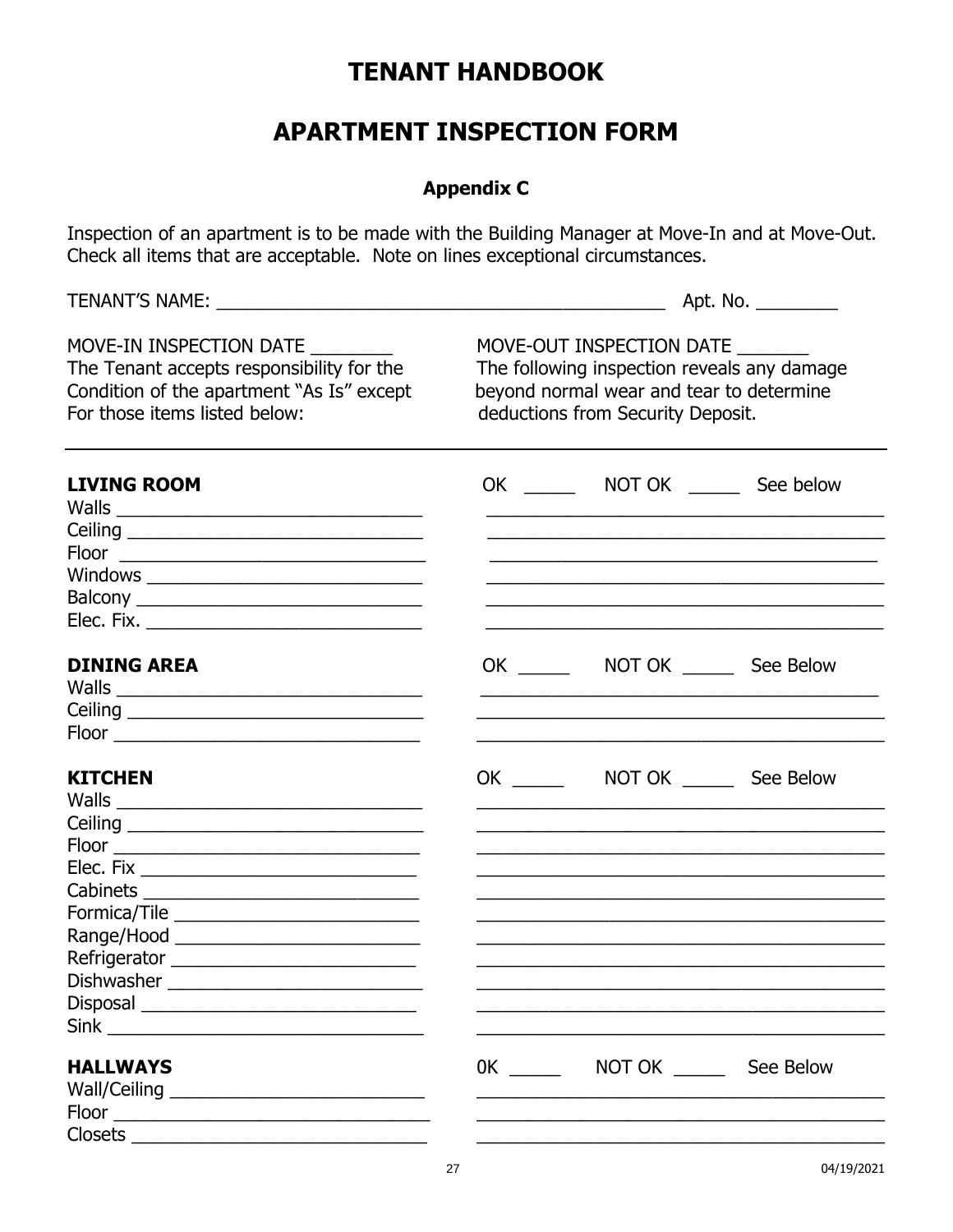# TENANT HANDBOOK

# APARTMENT INSPECTION FORM

### Appendix C

Inspection of an apartment is to be made with the Building Manager at Move-In and at Move-Out. Check all items that are acceptable. Note on lines exceptional circumstances.

TENANT'S NAME: ______________________________________________ Apt. No. ________

MOVE-IN INSPECTION DATE ________
The Tenant accepts responsibility for the Condition of the apartment "As Is" except For those items listed below:

MOVE-OUT INSPECTION DATE _______
The following inspection reveals any damage beyond normal wear and tear to determine deductions from Security Deposit.

---

**LIVING ROOM** — OK _____ NOT OK _____ See below

| Move-In | Move-Out |
|---|---|
| Walls ______________________________ | ________________________________________ |
| Ceiling ______________________________ | ________________________________________ |
| Floor ______________________________ | ________________________________________ |
| Windows ______________________________ | ________________________________________ |
| Balcony ______________________________ | ________________________________________ |
| Elec. Fix. ______________________________ | ________________________________________ |

**DINING AREA** — OK _____ NOT OK _____ See Below

| Move-In | Move-Out |
|---|---|
| Walls ______________________________ | ________________________________________ |
| Ceiling ______________________________ | ________________________________________ |
| Floor ______________________________ | ________________________________________ |

**KITCHEN** — OK _____ NOT OK _____ See Below

| Move-In | Move-Out |
|---|---|
| Walls ______________________________ | ________________________________________ |
| Ceiling ______________________________ | ________________________________________ |
| Floor ______________________________ | ________________________________________ |
| Elec. Fix ______________________________ | ________________________________________ |
| Cabinets ______________________________ | ________________________________________ |
| Formica/Tile ______________________________ | ________________________________________ |
| Range/Hood ______________________________ | ________________________________________ |
| Refrigerator ______________________________ | ________________________________________ |
| Dishwasher ______________________________ | ________________________________________ |
| Disposal ______________________________ | ________________________________________ |
| Sink ______________________________ | ________________________________________ |

**HALLWAYS** — 0K _____ NOT OK _____ See Below

| Move-In | Move-Out |
|---|---|
| Wall/Ceiling ______________________________ | ________________________________________ |
| Floor ______________________________ | ________________________________________ |
| Closets ______________________________ | ________________________________________ |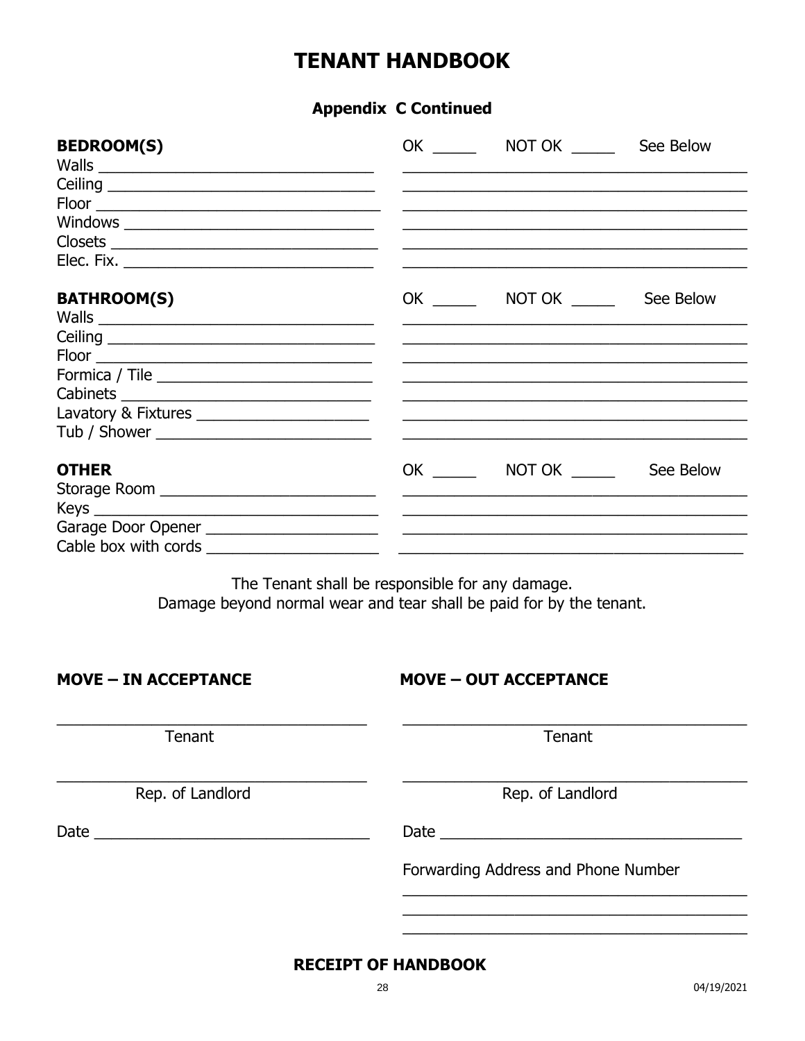# TENANT HANDBOOK

## Appendix C Continued

**BEDROOM(S)** OK _____ NOT OK _____ See Below

Walls ________________________________ ________________________________________

Ceiling ________________________________ ________________________________________

Floor __________________________________ ________________________________________

Windows _______________________________ ________________________________________

Closets ________________________________ ________________________________________

Elec. Fix. ______________________________ ________________________________________

**BATHROOM(S)** OK _____ NOT OK _____ See Below

Walls ________________________________ ________________________________________

Ceiling ________________________________ ________________________________________

Floor _________________________________ ________________________________________

Formica / Tile __________________________ ________________________________________

Cabinets ______________________________ ________________________________________

Lavatory & Fixtures _____________________ ________________________________________

Tub / Shower __________________________ ________________________________________

**OTHER** OK _____ NOT OK _____ See Below

Storage Room __________________________ ________________________________________

Keys _________________________________ ________________________________________

Garage Door Opener _____________________ ________________________________________

Cable box with cords ____________________ ________________________________________

The Tenant shall be responsible for any damage.
Damage beyond normal wear and tear shall be paid for by the tenant.

**MOVE – IN ACCEPTANCE**

___________________________________
Tenant

___________________________________
Rep. of Landlord

Date ______________________________

**MOVE – OUT ACCEPTANCE**

___________________________________
Tenant

___________________________________
Rep. of Landlord

Date ______________________________

Forwarding Address and Phone Number

___________________________________

___________________________________

___________________________________

**RECEIPT OF HANDBOOK**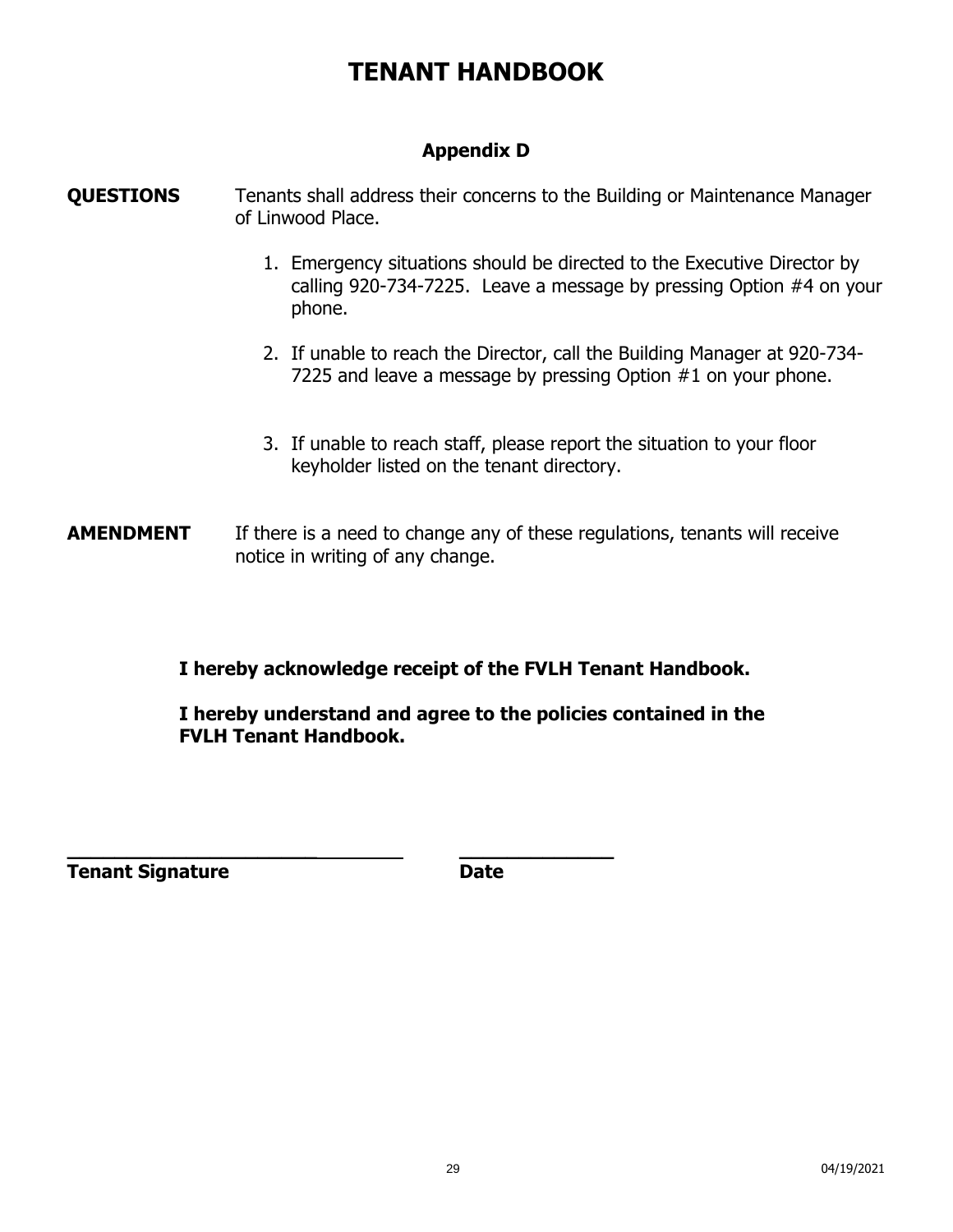# TENANT HANDBOOK

## Appendix D

**QUESTIONS** Tenants shall address their concerns to the Building or Maintenance Manager of Linwood Place.

1. Emergency situations should be directed to the Executive Director by calling 920-734-7225. Leave a message by pressing Option #4 on your phone.
2. If unable to reach the Director, call the Building Manager at 920-734-7225 and leave a message by pressing Option #1 on your phone.
3. If unable to reach staff, please report the situation to your floor keyholder listed on the tenant directory.

**AMENDMENT** If there is a need to change any of these regulations, tenants will receive notice in writing of any change.

**I hereby acknowledge receipt of the FVLH Tenant Handbook.**

**I hereby understand and agree to the policies contained in the FVLH Tenant Handbook.**

\_\_\_\_\_\_\_\_\_\_\_\_\_\_\_\_\_\_\_\_\_\_\_\_\_\_\_\_\_\_\_ \_\_\_\_\_\_\_\_\_\_\_\_\_\_\_

**Tenant Signature** **Date**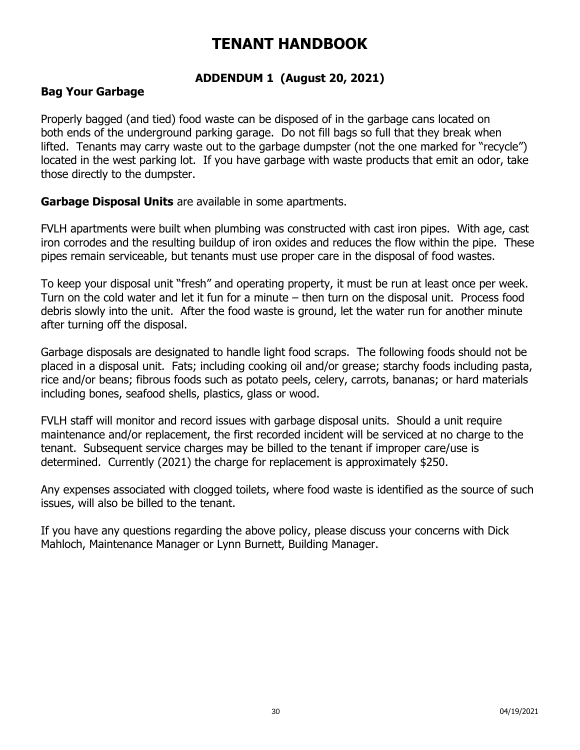# TENANT HANDBOOK

## ADDENDUM 1 (August 20, 2021)

### Bag Your Garbage

Properly bagged (and tied) food waste can be disposed of in the garbage cans located on both ends of the underground parking garage. Do not fill bags so full that they break when lifted. Tenants may carry waste out to the garbage dumpster (not the one marked for "recycle") located in the west parking lot. If you have garbage with waste products that emit an odor, take those directly to the dumpster.

**Garbage Disposal Units** are available in some apartments.

FVLH apartments were built when plumbing was constructed with cast iron pipes. With age, cast iron corrodes and the resulting buildup of iron oxides and reduces the flow within the pipe. These pipes remain serviceable, but tenants must use proper care in the disposal of food wastes.

To keep your disposal unit "fresh" and operating property, it must be run at least once per week. Turn on the cold water and let it fun for a minute – then turn on the disposal unit. Process food debris slowly into the unit. After the food waste is ground, let the water run for another minute after turning off the disposal.

Garbage disposals are designated to handle light food scraps. The following foods should not be placed in a disposal unit. Fats; including cooking oil and/or grease; starchy foods including pasta, rice and/or beans; fibrous foods such as potato peels, celery, carrots, bananas; or hard materials including bones, seafood shells, plastics, glass or wood.

FVLH staff will monitor and record issues with garbage disposal units. Should a unit require maintenance and/or replacement, the first recorded incident will be serviced at no charge to the tenant. Subsequent service charges may be billed to the tenant if improper care/use is determined. Currently (2021) the charge for replacement is approximately $250.

Any expenses associated with clogged toilets, where food waste is identified as the source of such issues, will also be billed to the tenant.

If you have any questions regarding the above policy, please discuss your concerns with Dick Mahloch, Maintenance Manager or Lynn Burnett, Building Manager.